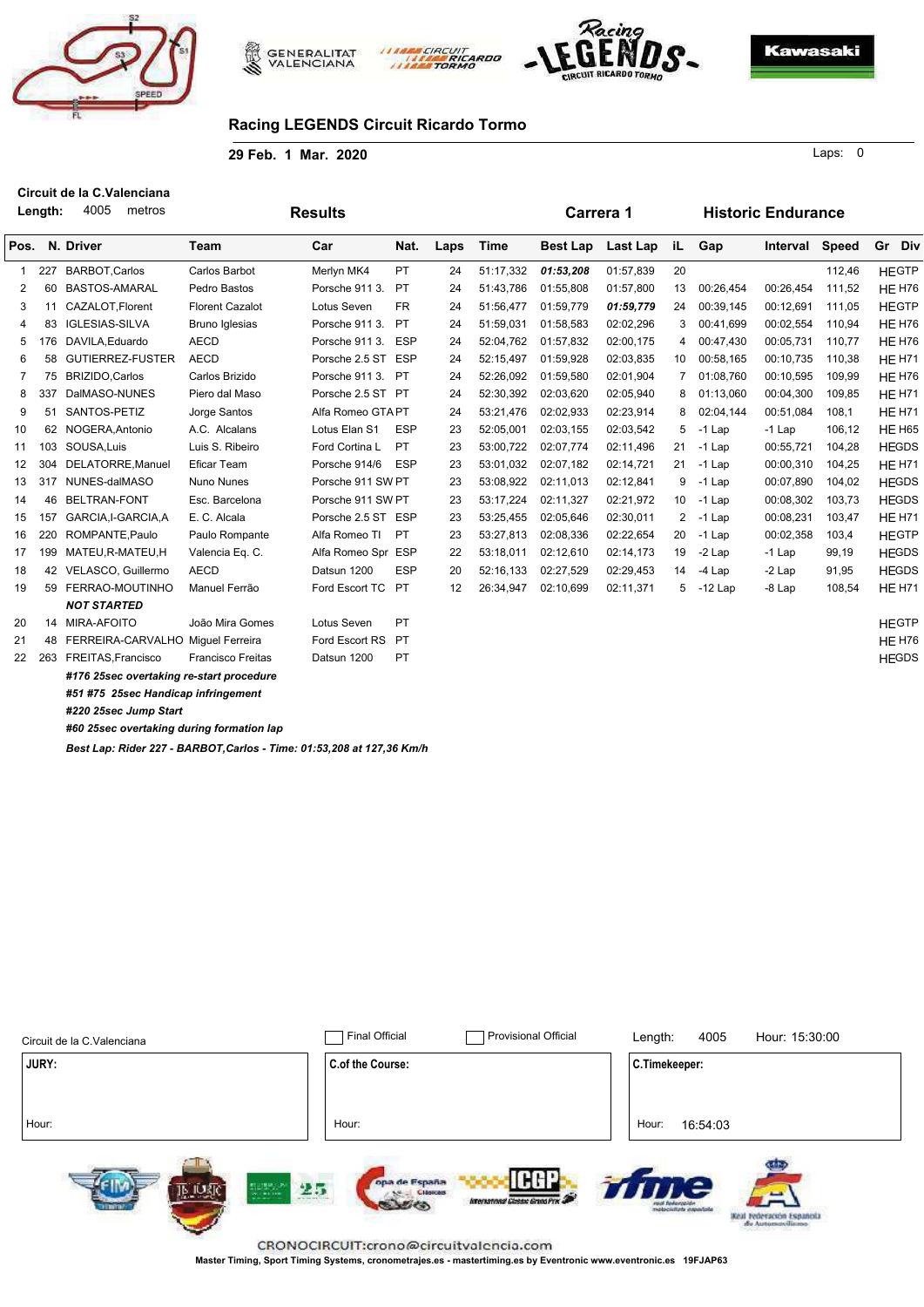# Racing LEGENDS Circuit Ricardo Tormo

**29 Feb. 1 Mar. 2020**

Laps: 0

**Circuit de la C.Valenciana**

**Length:** 4005 metros

## Results — Carrera 1 — Historic Endurance

| Pos. | N. | Driver | Team | Car | Nat. | Laps | Time | Best Lap | Last Lap | iL | Gap | Interval | Speed | Gr | Div |
|---|---|---|---|---|---|---|---|---|---|---|---|---|---|---|---|
| 1 | 227 | BARBOT,Carlos | Carlos Barbot | Merlyn MK4 | PT | 24 | 51:17,332 | ***01:53,208*** | 01:57,839 | 20 | | | 112,46 | HE | GTP |
| 2 | 60 | BASTOS-AMARAL | Pedro Bastos | Porsche 911 3. | PT | 24 | 51:43,786 | 01:55,808 | 01:57,800 | 13 | 00:26,454 | 00:26,454 | 111,52 | HE | H76 |
| 3 | 11 | CAZALOT,Florent | Florent Cazalot | Lotus Seven | FR | 24 | 51:56,477 | 01:59,779 | ***01:59,779*** | 24 | 00:39,145 | 00:12,691 | 111,05 | HE | GTP |
| 4 | 83 | IGLESIAS-SILVA | Bruno Iglesias | Porsche 911 3. | PT | 24 | 51:59,031 | 01:58,583 | 02:02,296 | 3 | 00:41,699 | 00:02,554 | 110,94 | HE | H76 |
| 5 | 176 | DAVILA,Eduardo | AECD | Porsche 911 3. | ESP | 24 | 52:04,762 | 01:57,832 | 02:00,175 | 4 | 00:47,430 | 00:05,731 | 110,77 | HE | H76 |
| 6 | 58 | GUTIERREZ-FUSTER | AECD | Porsche 2.5 ST | ESP | 24 | 52:15,497 | 01:59,928 | 02:03,835 | 10 | 00:58,165 | 00:10,735 | 110,38 | HE | H71 |
| 7 | 75 | BRIZIDO,Carlos | Carlos Brizido | Porsche 911 3. | PT | 24 | 52:26,092 | 01:59,580 | 02:01,904 | 7 | 01:08,760 | 00:10,595 | 109,99 | HE | H76 |
| 8 | 337 | DalMASO-NUNES | Piero dal Maso | Porsche 2.5 ST | PT | 24 | 52:30,392 | 02:03,620 | 02:05,940 | 8 | 01:13,060 | 00:04,300 | 109,85 | HE | H71 |
| 9 | 51 | SANTOS-PETIZ | Jorge Santos | Alfa Romeo GTA | PT | 24 | 53:21,476 | 02:02,933 | 02:23,914 | 8 | 02:04,144 | 00:51,084 | 108,1 | HE | H71 |
| 10 | 62 | NOGERA,Antonio | A.C. Alcalans | Lotus Elan S1 | ESP | 23 | 52:05,001 | 02:03,155 | 02:03,542 | 5 | -1 Lap | -1 Lap | 106,12 | HE | H65 |
| 11 | 103 | SOUSA,Luis | Luis S. Ribeiro | Ford Cortina L | PT | 23 | 53:00,722 | 02:07,774 | 02:11,496 | 21 | -1 Lap | 00:55,721 | 104,28 | HE | GDS |
| 12 | 304 | DELATORRE,Manuel | Eficar Team | Porsche 914/6 | ESP | 23 | 53:01,032 | 02:07,182 | 02:14,721 | 21 | -1 Lap | 00:00,310 | 104,25 | HE | H71 |
| 13 | 317 | NUNES-dalMASO | Nuno Nunes | Porsche 911 SW | PT | 23 | 53:08,922 | 02:11,013 | 02:12,841 | 9 | -1 Lap | 00:07,890 | 104,02 | HE | GDS |
| 14 | 46 | BELTRAN-FONT | Esc. Barcelona | Porsche 911 SW | PT | 23 | 53:17,224 | 02:11,327 | 02:21,972 | 10 | -1 Lap | 00:08,302 | 103,73 | HE | GDS |
| 15 | 157 | GARCIA,I-GARCIA,A | E. C. Alcala | Porsche 2.5 ST | ESP | 23 | 53:25,455 | 02:05,646 | 02:30,011 | 2 | -1 Lap | 00:08,231 | 103,47 | HE | H71 |
| 16 | 220 | ROMPANTE,Paulo | Paulo Rompante | Alfa Romeo TI | PT | 23 | 53:27,813 | 02:08,336 | 02:22,654 | 20 | -1 Lap | 00:02,358 | 103,4 | HE | GTP |
| 17 | 199 | MATEU,R-MATEU,H | Valencia Eq. C. | Alfa Romeo Spr | ESP | 22 | 53:18,011 | 02:12,610 | 02:14,173 | 19 | -2 Lap | -1 Lap | 99,19 | HE | GDS |
| 18 | 42 | VELASCO, Guillermo | AECD | Datsun 1200 | ESP | 20 | 52:16,133 | 02:27,529 | 02:29,453 | 14 | -4 Lap | -2 Lap | 91,95 | HE | GDS |
| 19 | 59 | FERRAO-MOUTINHO | Manuel Ferrão | Ford Escort TC | PT | 12 | 26:34,947 | 02:10,699 | 02:11,371 | 5 | -12 Lap | -8 Lap | 108,54 | HE | H71 |
| | | ***NOT STARTED*** | | | | | | | | | | | | | |
| 20 | 14 | MIRA-AFOITO | João Mira Gomes | Lotus Seven | PT | | | | | | | | | HE | GTP |
| 21 | 48 | FERREIRA-CARVALHO | Miguel Ferreira | Ford Escort RS | PT | | | | | | | | | HE | H76 |
| 22 | 263 | FREITAS,Francisco | Francisco Freitas | Datsun 1200 | PT | | | | | | | | | HE | GDS |

***#176 25sec overtaking re-start procedure***

***#51 #75 25sec Handicap infringement***

***#220 25sec Jump Start***

***#60 25sec overtaking during formation lap***

***Best Lap: Rider 227 - BARBOT,Carlos - Time: 01:53,208 at 127,36 Km/h***

Circuit de la C.Valenciana

☐ Final Official ☐ Provisional Official

Length: 4005 Hour: 15:30:00

| JURY: | C.of the Course: | C.Timekeeper: |
|---|---|---|
| Hour: | Hour: | Hour: 16:54:03 |

CRONOCIRCUIT:crono@circuitvalencia.com

Master Timing, Sport Timing Systems, cronometrajes.es - mastertiming.es by Eventronic www.eventronic.es 19FJAP63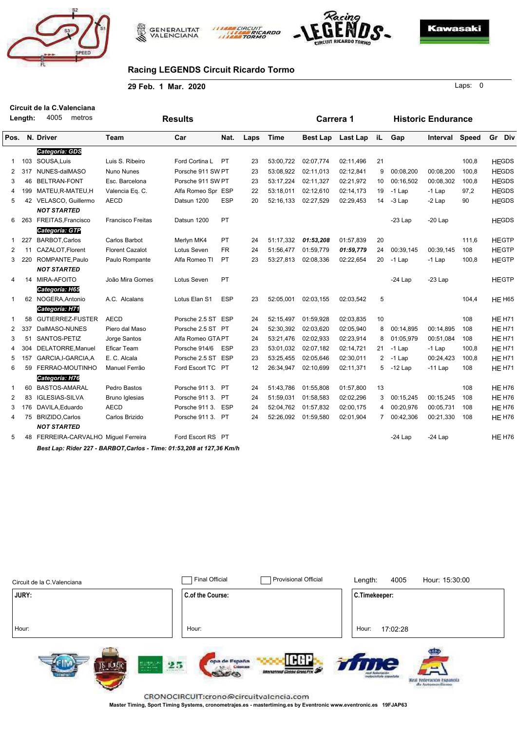# Racing LEGENDS Circuit Ricardo Tormo

**29 Feb. 1 Mar. 2020**

Laps: 0

**Circuit de la C.Valenciana**

**Length:** 4005 metros

## Results — Carrera 1 — Historic Endurance

| Pos. | N. | Driver | Team | Car | Nat. | Laps | Time | Best Lap | Last Lap | iL | Gap | Interval | Speed | Gr | Div |
|---|---|---|---|---|---|---|---|---|---|---|---|---|---|---|---|
| | | ***Categoria: GDS*** | | | | | | | | | | | | | |
| 1 | 103 | SOUSA,Luis | Luis S. Ribeiro | Ford Cortina L | PT | 23 | 53:00,722 | 02:07,774 | 02:11,496 | 21 | | | 100,8 | HE | GDS |
| 2 | 317 | NUNES-dalMASO | Nuno Nunes | Porsche 911 SW | PT | 23 | 53:08,922 | 02:11,013 | 02:12,841 | 9 | 00:08,200 | 00:08,200 | 100,8 | HE | GDS |
| 3 | 46 | BELTRAN-FONT | Esc. Barcelona | Porsche 911 SW | PT | 23 | 53:17,224 | 02:11,327 | 02:21,972 | 10 | 00:16,502 | 00:08,302 | 100,8 | HE | GDS |
| 4 | 199 | MATEU,R-MATEU,H | Valencia Eq. C. | Alfa Romeo Spr | ESP | 22 | 53:18,011 | 02:12,610 | 02:14,173 | 19 | -1 Lap | -1 Lap | 97,2 | HE | GDS |
| 5 | 42 | VELASCO, Guillermo | AECD | Datsun 1200 | ESP | 20 | 52:16,133 | 02:27,529 | 02:29,453 | 14 | -3 Lap | -2 Lap | 90 | HE | GDS |
| | | ***NOT STARTED*** | | | | | | | | | | | | | |
| 6 | 263 | FREITAS,Francisco | Francisco Freitas | Datsun 1200 | PT | | | | | | -23 Lap | -20 Lap | | HE | GDS |
| | | ***Categoria: GTP*** | | | | | | | | | | | | | |
| 1 | 227 | BARBOT,Carlos | Carlos Barbot | Merlyn MK4 | PT | 24 | 51:17,332 | ***01:53,208*** | 01:57,839 | 20 | | | 111,6 | HE | GTP |
| 2 | 11 | CAZALOT,Florent | Florent Cazalot | Lotus Seven | FR | 24 | 51:56,477 | 01:59,779 | ***01:59,779*** | 24 | 00:39,145 | 00:39,145 | 108 | HE | GTP |
| 3 | 220 | ROMPANTE,Paulo | Paulo Rompante | Alfa Romeo TI | PT | 23 | 53:27,813 | 02:08,336 | 02:22,654 | 20 | -1 Lap | -1 Lap | 100,8 | HE | GTP |
| | | ***NOT STARTED*** | | | | | | | | | | | | | |
| 4 | 14 | MIRA-AFOITO | João Mira Gomes | Lotus Seven | PT | | | | | | -24 Lap | -23 Lap | | HE | GTP |
| | | ***Categoria: H65*** | | | | | | | | | | | | | |
| 1 | 62 | NOGERA,Antonio | A.C. Alcalans | Lotus Elan S1 | ESP | 23 | 52:05,001 | 02:03,155 | 02:03,542 | 5 | | | 104,4 | HE | H65 |
| | | ***Categoria: H71*** | | | | | | | | | | | | | |
| 1 | 58 | GUTIERREZ-FUSTER | AECD | Porsche 2.5 ST | ESP | 24 | 52:15,497 | 01:59,928 | 02:03,835 | 10 | | | 108 | HE | H71 |
| 2 | 337 | DalMASO-NUNES | Piero dal Maso | Porsche 2.5 ST | PT | 24 | 52:30,392 | 02:03,620 | 02:05,940 | 8 | 00:14,895 | 00:14,895 | 108 | HE | H71 |
| 3 | 51 | SANTOS-PETIZ | Jorge Santos | Alfa Romeo GTA | PT | 24 | 53:21,476 | 02:02,933 | 02:23,914 | 8 | 01:05,979 | 00:51,084 | 108 | HE | H71 |
| 4 | 304 | DELATORRE,Manuel | Eficar Team | Porsche 914/6 | ESP | 23 | 53:01,032 | 02:07,182 | 02:14,721 | 21 | -1 Lap | -1 Lap | 100,8 | HE | H71 |
| 5 | 157 | GARCIA,I-GARCIA,A | E. C. Alcala | Porsche 2.5 ST | ESP | 23 | 53:25,455 | 02:05,646 | 02:30,011 | 2 | -1 Lap | 00:24,423 | 100,8 | HE | H71 |
| 6 | 59 | FERRAO-MOUTINHO | Manuel Ferrão | Ford Escort TC | PT | 12 | 26:34,947 | 02:10,699 | 02:11,371 | 5 | -12 Lap | -11 Lap | 108 | HE | H71 |
| | | ***Categoria: H76*** | | | | | | | | | | | | | |
| 1 | 60 | BASTOS-AMARAL | Pedro Bastos | Porsche 911 3. | PT | 24 | 51:43,786 | 01:55,808 | 01:57,800 | 13 | | | 108 | HE | H76 |
| 2 | 83 | IGLESIAS-SILVA | Bruno Iglesias | Porsche 911 3. | PT | 24 | 51:59,031 | 01:58,583 | 02:02,296 | 3 | 00:15,245 | 00:15,245 | 108 | HE | H76 |
| 3 | 176 | DAVILA,Eduardo | AECD | Porsche 911 3. | ESP | 24 | 52:04,762 | 01:57,832 | 02:00,175 | 4 | 00:20,976 | 00:05,731 | 108 | HE | H76 |
| 4 | 75 | BRIZIDO,Carlos | Carlos Brizido | Porsche 911 3. | PT | 24 | 52:26,092 | 01:59,580 | 02:01,904 | 7 | 00:42,306 | 00:21,330 | 108 | HE | H76 |
| | | ***NOT STARTED*** | | | | | | | | | | | | | |
| 5 | 48 | FERREIRA-CARVALHO | Miguel Ferreira | Ford Escort RS | PT | | | | | | -24 Lap | -24 Lap | | HE | H76 |

***Best Lap: Rider 227 - BARBOT,Carlos - Time: 01:53,208 at 127,36 Km/h***

Circuit de la C.Valenciana

☐ Final Official ☐ Provisional Official

Length: 4005 Hour: 15:30:00

| JURY: | C.of the Course: | C.Timekeeper: |
|---|---|---|
| Hour: | Hour: | Hour: 17:02:28 |

CRONOCIRCUIT:crono@circuitvalencia.com

Master Timing, Sport Timing Systems, cronometrajes.es - mastertiming.es by Eventronic www.eventronic.es 19FJAP63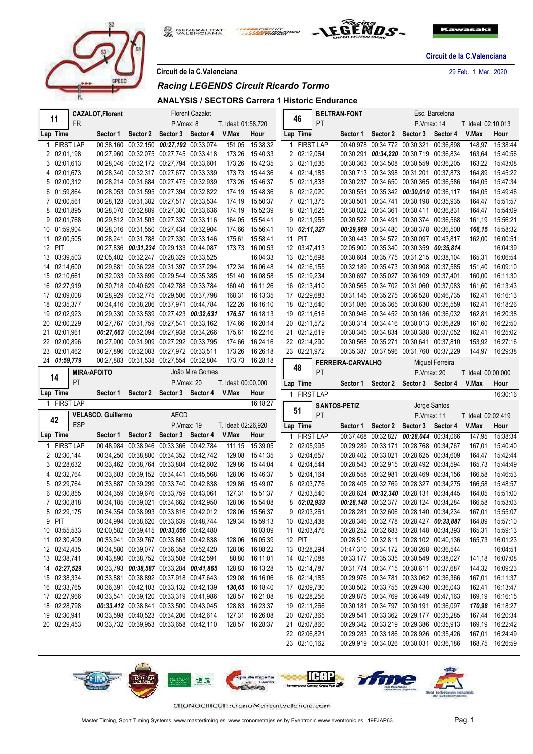Circuit de la C.Valenciana

29 Feb. 1 Mar. 2020

Circuit de la C.Valenciana

## Racing LEGENDS Circuit Ricardo Tormo

### ANALYSIS / SECTORS Carrera 1 Historic Endurance

**11 — CAZALOT,Florent** — FR — Florent Cazalot — P.Vmax: 8 — T. Ideal: 01:58,720

| Lap | Time | Sector 1 | Sector 2 | Sector 3 | Sector 4 | V.Max | Hour |
|---|---|---|---|---|---|---|---|
| 1 | FIRST LAP | 00:38,160 | 00:32,150 | ***00:27,192*** | 00:33,074 | 151,05 | 15:38:32 |
| 2 | 02:01,198 | 00:27,960 | 00:32,075 | 00:27,745 | 00:33,418 | 173,26 | 15:40:33 |
| 3 | 02:01,613 | 00:28,046 | 00:32,172 | 00:27,794 | 00:33,601 | 173,26 | 15:42:35 |
| 4 | 02:01,673 | 00:28,340 | 00:32,317 | 00:27,677 | 00:33,339 | 173,73 | 15:44:36 |
| 5 | 02:00,312 | 00:28,214 | 00:31,684 | 00:27,475 | 00:32,939 | 173,26 | 15:46:37 |
| 6 | 01:59,864 | 00:28,053 | 00:31,595 | 00:27,394 | 00:32,822 | 174,19 | 15:48:36 |
| 7 | 02:00,561 | 00:28,128 | 00:31,382 | 00:27,517 | 00:33,534 | 174,19 | 15:50:37 |
| 8 | 02:01,895 | 00:28,070 | 00:32,889 | 00:27,300 | 00:33,636 | 174,19 | 15:52:39 |
| 9 | 02:01,768 | 00:29,812 | 00:31,503 | 00:27,337 | 00:33,116 | 164,05 | 15:54:41 |
| 10 | 01:59,904 | 00:28,016 | 00:31,550 | 00:27,434 | 00:32,904 | 174,66 | 15:56:41 |
| 11 | 02:00,505 | 00:28,241 | 00:31,788 | 00:27,330 | 00:33,146 | 175,61 | 15:58:41 |
| 12 | PIT | 00:27,836 | ***00:31,234*** | 00:29,133 | 00:44,087 | 173,73 | 16:00:53 |
| 13 | 03:39,503 | 02:05,402 | 00:32,247 | 00:28,329 | 00:33,525 | | 16:04:33 |
| 14 | 02:14,600 | 00:29,681 | 00:36,228 | 00:31,397 | 00:37,294 | 172,34 | 16:06:48 |
| 15 | 02:10,661 | 00:32,033 | 00:33,699 | 00:29,544 | 00:35,385 | 151,40 | 16:08:58 |
| 16 | 02:27,919 | 00:30,718 | 00:40,629 | 00:42,788 | 00:33,784 | 160,40 | 16:11:26 |
| 17 | 02:09,008 | 00:28,929 | 00:32,775 | 00:29,506 | 00:37,798 | 168,31 | 16:13:35 |
| 18 | 02:35,377 | 00:34,416 | 00:38,206 | 00:37,971 | 00:44,784 | 122,26 | 16:16:10 |
| 19 | 02:02,923 | 00:29,330 | 00:33,539 | 00:27,423 | ***00:32,631*** | ***176,57*** | 16:18:13 |
| 20 | 02:00,229 | 00:27,767 | 00:31,759 | 00:27,541 | 00:33,162 | 174,66 | 16:20:14 |
| 21 | 02:01,961 | ***00:27,663*** | 00:32,094 | 00:27,938 | 00:34,266 | 175,61 | 16:22:16 |
| 22 | 02:00,896 | 00:27,900 | 00:31,909 | 00:27,292 | 00:33,795 | 174,66 | 16:24:16 |
| 23 | 02:01,462 | 00:27,896 | 00:32,083 | 00:27,972 | 00:33,511 | 173,26 | 16:26:18 |
| 24 | ***01:59,779*** | 00:27,883 | 00:31,538 | 00:27,554 | 00:32,804 | 173,73 | 16:28:18 |

**14 — MIRA-AFOITO** — PT — João Mira Gomes — P.Vmax: 20 — T. Ideal: 00:00,000

| Lap | Time | Sector 1 | Sector 2 | Sector 3 | Sector 4 | V.Max | Hour |
|---|---|---|---|---|---|---|---|
| 1 | FIRST LAP | | | | | | 16:18:27 |

**42 — VELASCO, Guillermo** — ESP — AECD — P.Vmax: 19 — T. Ideal: 02:26,920

| Lap | Time | Sector 1 | Sector 2 | Sector 3 | Sector 4 | V.Max | Hour |
|---|---|---|---|---|---|---|---|
| 1 | FIRST LAP | 00:48,984 | 00:38,946 | 00:33,366 | 00:42,784 | 111,15 | 15:39:05 |
| 2 | 02:30,144 | 00:34,250 | 00:38,800 | 00:34,352 | 00:42,742 | 129,08 | 15:41:35 |
| 3 | 02:28,632 | 00:33,462 | 00:38,764 | 00:33,804 | 00:42,602 | 129,86 | 15:44:04 |
| 4 | 02:32,764 | 00:33,603 | 00:39,152 | 00:34,441 | 00:45,568 | 128,06 | 15:46:37 |
| 5 | 02:29,764 | 00:33,887 | 00:39,299 | 00:33,740 | 00:42,838 | 129,86 | 15:49:07 |
| 6 | 02:30,855 | 00:34,359 | 00:39,676 | 00:33,759 | 00:43,061 | 127,31 | 15:51:37 |
| 7 | 02:30,818 | 00:34,185 | 00:39,021 | 00:34,662 | 00:42,950 | 128,06 | 15:54:08 |
| 8 | 02:29,175 | 00:34,354 | 00:38,993 | 00:33,816 | 00:42,012 | 128,06 | 15:56:37 |
| 9 | PIT | 00:34,994 | 00:38,620 | 00:33,639 | 00:48,744 | 129,34 | 15:59:13 |
| 10 | 03:55,533 | 02:00,582 | 00:39,415 | ***00:33,056*** | 00:42,480 | | 16:03:09 |
| 11 | 02:30,409 | 00:33,941 | 00:39,767 | 00:33,863 | 00:42,838 | 128,06 | 16:05:39 |
| 12 | 02:42,435 | 00:34,580 | 00:39,077 | 00:36,358 | 00:52,420 | 128,06 | 16:08:22 |
| 13 | 02:38,741 | 00:43,890 | 00:38,752 | 00:33,508 | 00:42,591 | 80,80 | 16:11:01 |
| 14 | ***02:27,529*** | 00:33,793 | ***00:38,587*** | 00:33,284 | ***00:41,865*** | 128,83 | 16:13:28 |
| 15 | 02:38,334 | 00:33,881 | 00:38,892 | 00:37,918 | 00:47,643 | 129,08 | 16:16:06 |
| 16 | 02:33,765 | 00:36,391 | 00:42,103 | 00:33,132 | 00:42,139 | ***130,65*** | 16:18:40 |
| 17 | 02:27,966 | 00:33,541 | 00:39,120 | 00:33,319 | 00:41,986 | 128,57 | 16:21:08 |
| 18 | 02:28,798 | ***00:33,412*** | 00:38,841 | 00:33,500 | 00:43,045 | 128,83 | 16:23:37 |
| 19 | 02:30,941 | 00:33,598 | 00:40,523 | 00:34,206 | 00:42,614 | 127,31 | 16:26:08 |
| 20 | 02:29,453 | 00:33,732 | 00:39,953 | 00:33,658 | 00:42,110 | 128,57 | 16:28:37 |

**46 — BELTRAN-FONT** — PT — Esc. Barcelona — P.Vmax: 14 — T. Ideal: 02:10,013

| Lap | Time | Sector 1 | Sector 2 | Sector 3 | Sector 4 | V.Max | Hour |
|---|---|---|---|---|---|---|---|
| 1 | FIRST LAP | 00:40,978 | 00:34,772 | 00:30,321 | 00:36,898 | 148,97 | 15:38:44 |
| 2 | 02:12,064 | 00:30,291 | ***00:34,220*** | 00:30,719 | 00:36,834 | 163,64 | 15:40:56 |
| 3 | 02:11,635 | 00:30,363 | 00:34,508 | 00:30,559 | 00:36,205 | 163,22 | 15:43:08 |
| 4 | 02:14,185 | 00:30,713 | 00:34,398 | 00:31,201 | 00:37,873 | 164,89 | 15:45:22 |
| 5 | 02:11,838 | 00:30,237 | 00:34,650 | 00:30,365 | 00:36,586 | 164,05 | 15:47:34 |
| 6 | 02:12,020 | 00:30,551 | 00:35,342 | ***00:30,010*** | 00:36,117 | 164,05 | 15:49:46 |
| 7 | 02:11,375 | 00:30,501 | 00:34,741 | 00:30,198 | 00:35,935 | 164,47 | 15:51:57 |
| 8 | 02:11,625 | 00:30,022 | 00:34,361 | 00:30,411 | 00:36,831 | 164,47 | 15:54:09 |
| 9 | 02:11,955 | 00:30,522 | 00:34,491 | 00:30,374 | 00:36,568 | 161,19 | 15:56:21 |
| 10 | ***02:11,327*** | ***00:29,969*** | 00:34,480 | 00:30,378 | 00:36,500 | ***166,15*** | 15:58:32 |
| 11 | PIT | 00:30,443 | 00:34,572 | 00:30,097 | 00:43,817 | 162,00 | 16:00:51 |
| 12 | 03:47,413 | 02:05,900 | 00:35,340 | 00:30,359 | ***00:35,814*** | | 16:04:39 |
| 13 | 02:15,698 | 00:30,604 | 00:35,775 | 00:31,215 | 00:38,104 | 165,31 | 16:06:54 |
| 14 | 02:16,155 | 00:32,189 | 00:35,473 | 00:30,908 | 00:37,585 | 151,40 | 16:09:10 |
| 15 | 02:19,234 | 00:30,697 | 00:35,027 | 00:36,109 | 00:37,401 | 160,00 | 16:11:30 |
| 16 | 02:13,410 | 00:30,565 | 00:34,702 | 00:31,060 | 00:37,083 | 161,60 | 16:13:43 |
| 17 | 02:29,683 | 00:31,145 | 00:35,275 | 00:36,528 | 00:46,735 | 162,41 | 16:16:13 |
| 18 | 02:13,640 | 00:31,086 | 00:35,365 | 00:30,630 | 00:36,559 | 162,41 | 16:18:26 |
| 19 | 02:11,616 | 00:30,946 | 00:34,452 | 00:30,186 | 00:36,032 | 162,81 | 16:20:38 |
| 20 | 02:11,572 | 00:30,314 | 00:34,416 | 00:30,013 | 00:36,829 | 161,60 | 16:22:50 |
| 21 | 02:12,619 | 00:30,345 | 00:34,834 | 00:30,388 | 00:37,052 | 162,41 | 16:25:02 |
| 22 | 02:14,290 | 00:30,568 | 00:35,271 | 00:30,641 | 00:37,810 | 153,92 | 16:27:16 |
| 23 | 02:21,972 | 00:35,387 | 00:37,596 | 00:31,760 | 00:37,229 | 144,97 | 16:29:38 |

**48 — FERREIRA-CARVALHO** — PT — Miguel Ferreira — P.Vmax: 20 — T. Ideal: 00:00,000

| Lap | Time | Sector 1 | Sector 2 | Sector 3 | Sector 4 | V.Max | Hour |
|---|---|---|---|---|---|---|---|
| 1 | FIRST LAP | | | | | | 16:30:16 |

**51 — SANTOS-PETIZ** — PT — Jorge Santos — P.Vmax: 11 — T. Ideal: 02:02,419

| Lap | Time | Sector 1 | Sector 2 | Sector 3 | Sector 4 | V.Max | Hour |
|---|---|---|---|---|---|---|---|
| 1 | FIRST LAP | 00:37,468 | 00:32,827 | ***00:28,044*** | 00:34,066 | 147,95 | 15:38:34 |
| 2 | 02:05,995 | 00:29,289 | 00:33,171 | 00:28,768 | 00:34,767 | 167,01 | 15:40:40 |
| 3 | 02:04,657 | 00:28,402 | 00:33,021 | 00:28,625 | 00:34,609 | 164,47 | 15:42:44 |
| 4 | 02:04,544 | 00:28,543 | 00:32,915 | 00:28,492 | 00:34,594 | 165,73 | 15:44:49 |
| 5 | 02:04,164 | 00:28,558 | 00:32,981 | 00:28,469 | 00:34,156 | 166,58 | 15:46:53 |
| 6 | 02:03,776 | 00:28,405 | 00:32,769 | 00:28,327 | 00:34,275 | 166,58 | 15:48:57 |
| 7 | 02:03,540 | 00:28,624 | ***00:32,340*** | 00:28,131 | 00:34,445 | 164,05 | 15:51:00 |
| 8 | ***02:02,933*** | ***00:28,148*** | 00:32,377 | 00:28,124 | 00:34,284 | 166,58 | 15:53:03 |
| 9 | 02:03,261 | 00:28,281 | 00:32,606 | 00:28,140 | 00:34,234 | 167,01 | 15:55:07 |
| 10 | 02:03,438 | 00:28,346 | 00:32,778 | 00:28,427 | ***00:33,887*** | 164,89 | 15:57:10 |
| 11 | 02:03,476 | 00:28,252 | 00:32,683 | 00:28,148 | 00:34,393 | 165,31 | 15:59:13 |
| 12 | PIT | 00:28,510 | 00:32,811 | 00:28,102 | 00:40,136 | 165,73 | 16:01:23 |
| 13 | 03:28,294 | 01:47,310 | 00:34,172 | 00:30,268 | 00:36,544 | | 16:04:51 |
| 14 | 02:17,088 | 00:33,177 | 00:35,335 | 00:30,549 | 00:38,027 | 141,18 | 16:07:08 |
| 15 | 02:14,787 | 00:31,774 | 00:34,715 | 00:30,611 | 00:37,687 | 144,32 | 16:09:23 |
| 16 | 02:14,185 | 00:29,976 | 00:34,781 | 00:33,062 | 00:36,366 | 167,01 | 16:11:37 |
| 17 | 02:09,730 | 00:30,502 | 00:33,755 | 00:29,430 | 00:36,043 | 162,41 | 16:13:47 |
| 18 | 02:28,256 | 00:29,875 | 00:34,769 | 00:36,449 | 00:47,163 | 169,19 | 16:16:15 |
| 19 | 02:11,266 | 00:30,181 | 00:34,797 | 00:30,191 | 00:36,097 | ***170,98*** | 16:18:27 |
| 20 | 02:07,365 | 00:29,541 | 00:33,362 | 00:29,177 | 00:35,285 | 167,44 | 16:20:34 |
| 21 | 02:07,860 | 00:29,342 | 00:33,219 | 00:29,386 | 00:35,913 | 169,19 | 16:22:42 |
| 22 | 02:06,821 | 00:29,283 | 00:33,186 | 00:28,926 | 00:35,426 | 167,01 | 16:24:49 |
| 23 | 02:10,162 | 00:29,919 | 00:34,026 | 00:30,031 | 00:36,186 | 168,75 | 16:26:59 |

CRONOCIRCUIT:crono@circuitvalencia.com

Master Timing, Sport Timing Systems, www.mastertiming.es www.cronometrajes.es by Eventronic www.eventronic.es 19FJAP63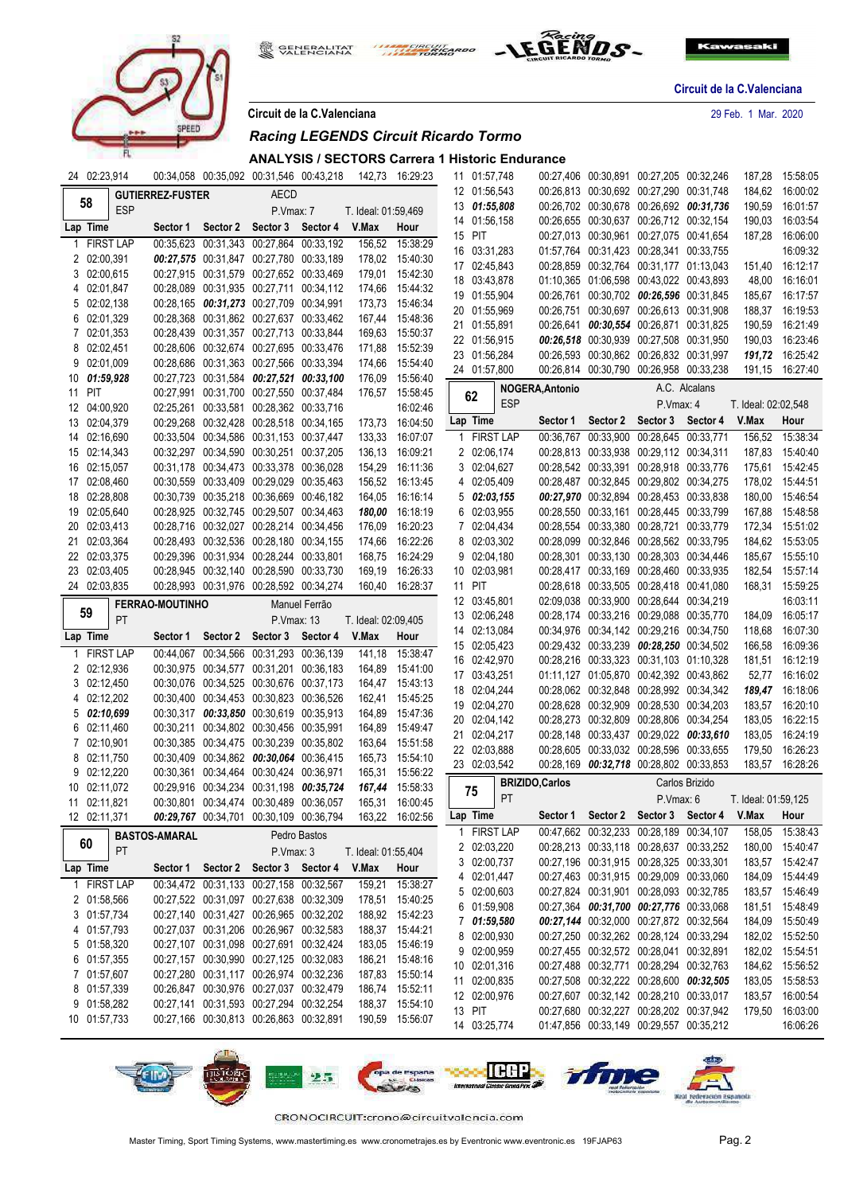Circuit de la C.Valenciana

Circuit de la C.Valenciana — 29 Feb. 1 Mar. 2020

## Racing LEGENDS Circuit Ricardo Tormo

### ANALYSIS / SECTORS Carrera 1 Historic Endurance

| Lap | Time | Sector 1 | Sector 2 | Sector 3 | Sector 4 | V.Max | Hour |
|---|---|---|---|---|---|---|---|
| 24 | 02:23,914 | 00:34,058 | 00:35,092 | 00:31,546 | 00:43,218 | 142,73 | 16:29:23 |

**58 — GUTIERREZ-FUSTER — ESP — AECD — P.Vmax: 7 — T. Ideal: 01:59,469**

| Lap | Time | Sector 1 | Sector 2 | Sector 3 | Sector 4 | V.Max | Hour |
|---|---|---|---|---|---|---|---|
| 1 | FIRST LAP | 00:35,623 | 00:31,343 | 00:27,864 | 00:33,192 | 156,52 | 15:38:29 |
| 2 | 02:00,391 | ***00:27,575*** | 00:31,847 | 00:27,780 | 00:33,189 | 178,02 | 15:40:30 |
| 3 | 02:00,615 | 00:27,915 | 00:31,579 | 00:27,652 | 00:33,469 | 179,01 | 15:42:30 |
| 4 | 02:01,847 | 00:28,089 | 00:31,935 | 00:27,711 | 00:34,112 | 174,66 | 15:44:32 |
| 5 | 02:02,138 | 00:28,165 | ***00:31,273*** | 00:27,709 | 00:34,991 | 173,73 | 15:46:34 |
| 6 | 02:01,329 | 00:28,368 | 00:31,862 | 00:27,637 | 00:33,462 | 167,44 | 15:48:36 |
| 7 | 02:01,353 | 00:28,439 | 00:31,357 | 00:27,713 | 00:33,844 | 169,63 | 15:50:37 |
| 8 | 02:02,451 | 00:28,606 | 00:32,674 | 00:27,695 | 00:33,476 | 171,88 | 15:52:39 |
| 9 | 02:01,009 | 00:28,686 | 00:31,363 | 00:27,566 | 00:33,394 | 174,66 | 15:54:40 |
| 10 | ***01:59,928*** | 00:27,723 | 00:31,584 | ***00:27,521*** | ***00:33,100*** | 176,09 | 15:56:40 |
| 11 | PIT | 00:27,991 | 00:31,700 | 00:27,550 | 00:37,484 | 176,57 | 15:58:45 |
| 12 | 04:00,920 | 02:25,261 | 00:33,581 | 00:28,362 | 00:33,716 | | 16:02:46 |
| 13 | 02:04,379 | 00:29,268 | 00:32,428 | 00:28,518 | 00:34,165 | 173,73 | 16:04:50 |
| 14 | 02:16,690 | 00:33,504 | 00:34,586 | 00:31,153 | 00:37,447 | 133,33 | 16:07:07 |
| 15 | 02:14,343 | 00:32,297 | 00:34,590 | 00:30,251 | 00:37,205 | 136,13 | 16:09:21 |
| 16 | 02:15,057 | 00:31,178 | 00:34,473 | 00:33,378 | 00:36,028 | 154,29 | 16:11:36 |
| 17 | 02:08,460 | 00:30,559 | 00:33,409 | 00:29,029 | 00:35,463 | 156,52 | 16:13:45 |
| 18 | 02:28,808 | 00:30,739 | 00:35,218 | 00:36,669 | 00:46,182 | 164,05 | 16:16:14 |
| 19 | 02:05,640 | 00:28,925 | 00:32,745 | 00:29,507 | 00:34,463 | ***180,00*** | 16:18:19 |
| 20 | 02:03,413 | 00:28,716 | 00:32,027 | 00:28,214 | 00:34,456 | 176,09 | 16:20:23 |
| 21 | 02:03,364 | 00:28,493 | 00:32,536 | 00:28,180 | 00:34,155 | 174,66 | 16:22:26 |
| 22 | 02:03,375 | 00:29,396 | 00:31,934 | 00:28,244 | 00:33,801 | 168,75 | 16:24:29 |
| 23 | 02:03,405 | 00:28,945 | 00:32,140 | 00:28,590 | 00:33,730 | 169,19 | 16:26:33 |
| 24 | 02:03,835 | 00:28,993 | 00:31,976 | 00:28,592 | 00:34,274 | 160,40 | 16:28:37 |

**59 — FERRAO-MOUTINHO — PT — Manuel Ferrão — P.Vmax: 13 — T. Ideal: 02:09,405**

| Lap | Time | Sector 1 | Sector 2 | Sector 3 | Sector 4 | V.Max | Hour |
|---|---|---|---|---|---|---|---|
| 1 | FIRST LAP | 00:44,067 | 00:34,566 | 00:31,293 | 00:36,139 | 141,18 | 15:38:47 |
| 2 | 02:12,936 | 00:30,975 | 00:34,577 | 00:31,201 | 00:36,183 | 164,89 | 15:41:00 |
| 3 | 02:12,450 | 00:30,076 | 00:34,525 | 00:30,676 | 00:37,173 | 164,47 | 15:43:13 |
| 4 | 02:12,202 | 00:30,400 | 00:34,453 | 00:30,823 | 00:36,526 | 162,41 | 15:45:25 |
| 5 | ***02:10,699*** | 00:30,317 | ***00:33,850*** | 00:30,619 | 00:35,913 | 164,89 | 15:47:36 |
| 6 | 02:11,460 | 00:30,211 | 00:34,802 | 00:30,456 | 00:35,991 | 164,89 | 15:49:47 |
| 7 | 02:10,901 | 00:30,385 | 00:34,475 | 00:30,239 | 00:35,802 | 163,64 | 15:51:58 |
| 8 | 02:11,750 | 00:30,409 | 00:34,862 | ***00:30,064*** | 00:36,415 | 165,73 | 15:54:10 |
| 9 | 02:12,220 | 00:30,361 | 00:34,464 | 00:30,424 | 00:36,971 | 165,31 | 15:56:22 |
| 10 | 02:11,072 | 00:29,916 | 00:34,234 | 00:31,198 | ***00:35,724*** | ***167,44*** | 15:58:33 |
| 11 | 02:11,821 | 00:30,801 | 00:34,474 | 00:30,489 | 00:36,057 | 165,31 | 16:00:45 |
| 12 | 02:11,371 | ***00:29,767*** | 00:34,701 | 00:30,109 | 00:36,794 | 163,22 | 16:02:56 |

**60 — BASTOS-AMARAL — PT — Pedro Bastos — P.Vmax: 3 — T. Ideal: 01:55,404**

| Lap | Time | Sector 1 | Sector 2 | Sector 3 | Sector 4 | V.Max | Hour |
|---|---|---|---|---|---|---|---|
| 1 | FIRST LAP | 00:34,472 | 00:31,133 | 00:27,158 | 00:32,567 | 159,21 | 15:38:27 |
| 2 | 01:58,566 | 00:27,522 | 00:31,097 | 00:27,638 | 00:32,309 | 178,51 | 15:40:25 |
| 3 | 01:57,734 | 00:27,140 | 00:31,427 | 00:26,965 | 00:32,202 | 188,92 | 15:42:23 |
| 4 | 01:57,793 | 00:27,037 | 00:31,206 | 00:26,967 | 00:32,583 | 188,37 | 15:44:21 |
| 5 | 01:58,320 | 00:27,107 | 00:31,098 | 00:27,691 | 00:32,424 | 183,05 | 15:46:19 |
| 6 | 01:57,355 | 00:27,157 | 00:30,990 | 00:27,125 | 00:32,083 | 186,21 | 15:48:16 |
| 7 | 01:57,607 | 00:27,280 | 00:31,117 | 00:26,974 | 00:32,236 | 187,83 | 15:50:14 |
| 8 | 01:57,339 | 00:26,847 | 00:30,976 | 00:27,037 | 00:32,479 | 186,74 | 15:52:11 |
| 9 | 01:58,282 | 00:27,141 | 00:31,593 | 00:27,294 | 00:32,254 | 188,37 | 15:54:10 |
| 10 | 01:57,733 | 00:27,166 | 00:30,813 | 00:26,863 | 00:32,891 | 190,59 | 15:56:07 |
| 11 | 01:57,748 | 00:27,406 | 00:30,891 | 00:27,205 | 00:32,246 | 187,28 | 15:58:05 |
| 12 | 01:56,543 | 00:26,813 | 00:30,692 | 00:27,290 | 00:31,748 | 184,62 | 16:00:02 |
| 13 | ***01:55,808*** | 00:26,702 | 00:30,678 | 00:26,692 | ***00:31,736*** | 190,59 | 16:01:57 |
| 14 | 01:56,158 | 00:26,655 | 00:30,637 | 00:26,712 | 00:32,154 | 190,03 | 16:03:54 |
| 15 | PIT | 00:27,013 | 00:30,961 | 00:27,075 | 00:41,654 | 187,28 | 16:06:00 |
| 16 | 03:31,283 | 01:57,764 | 00:31,423 | 00:28,341 | 00:33,755 | | 16:09:32 |
| 17 | 02:45,843 | 00:28,859 | 00:32,764 | 00:31,177 | 01:13,043 | 151,40 | 16:12:17 |
| 18 | 03:43,878 | 01:10,365 | 01:06,598 | 00:43,022 | 00:43,893 | 48,00 | 16:16:01 |
| 19 | 01:55,904 | 00:26,761 | 00:30,702 | ***00:26,596*** | 00:31,845 | 185,67 | 16:17:57 |
| 20 | 01:55,969 | 00:26,751 | 00:30,697 | 00:26,613 | 00:31,908 | 188,37 | 16:19:53 |
| 21 | 01:55,891 | 00:26,641 | ***00:30,554*** | 00:26,871 | 00:31,825 | 190,59 | 16:21:49 |
| 22 | 01:56,915 | ***00:26,518*** | 00:30,939 | 00:27,508 | 00:31,950 | 190,03 | 16:23:46 |
| 23 | 01:56,284 | 00:26,593 | 00:30,862 | 00:26,832 | 00:31,997 | ***191,72*** | 16:25:42 |
| 24 | 01:57,800 | 00:26,814 | 00:30,790 | 00:26,958 | 00:33,238 | 191,15 | 16:27:40 |

**62 — NOGERA,Antonio — ESP — A.C. Alcalans — P.Vmax: 4 — T. Ideal: 02:02,548**

| Lap | Time | Sector 1 | Sector 2 | Sector 3 | Sector 4 | V.Max | Hour |
|---|---|---|---|---|---|---|---|
| 1 | FIRST LAP | 00:36,767 | 00:33,900 | 00:28,645 | 00:33,771 | 156,52 | 15:38:34 |
| 2 | 02:06,174 | 00:28,813 | 00:33,938 | 00:29,112 | 00:34,311 | 187,83 | 15:40:40 |
| 3 | 02:04,627 | 00:28,542 | 00:33,391 | 00:28,918 | 00:33,776 | 175,61 | 15:42:45 |
| 4 | 02:05,409 | 00:28,487 | 00:32,845 | 00:29,802 | 00:34,275 | 178,02 | 15:44:51 |
| 5 | ***02:03,155*** | ***00:27,970*** | 00:32,894 | 00:28,453 | 00:33,838 | 180,00 | 15:46:54 |
| 6 | 02:03,955 | 00:28,550 | 00:33,161 | 00:28,445 | 00:33,799 | 167,88 | 15:48:58 |
| 7 | 02:04,434 | 00:28,554 | 00:33,380 | 00:28,721 | 00:33,779 | 172,34 | 15:51:02 |
| 8 | 02:03,302 | 00:28,099 | 00:32,846 | 00:28,562 | 00:33,795 | 184,62 | 15:53:05 |
| 9 | 02:04,180 | 00:28,301 | 00:33,130 | 00:28,303 | 00:34,446 | 185,67 | 15:55:10 |
| 10 | 02:03,981 | 00:28,417 | 00:33,169 | 00:28,460 | 00:33,935 | 182,54 | 15:57:14 |
| 11 | PIT | 00:28,618 | 00:33,505 | 00:28,418 | 00:41,080 | 168,31 | 15:59:25 |
| 12 | 03:45,801 | 02:09,038 | 00:33,900 | 00:28,644 | 00:34,219 | | 16:03:11 |
| 13 | 02:06,248 | 00:28,174 | 00:33,216 | 00:29,088 | 00:35,770 | 184,09 | 16:05:17 |
| 14 | 02:13,084 | 00:34,976 | 00:34,142 | 00:29,216 | 00:34,750 | 118,68 | 16:07:30 |
| 15 | 02:05,423 | 00:29,432 | 00:33,239 | ***00:28,250*** | 00:34,502 | 166,58 | 16:09:36 |
| 16 | 02:42,970 | 00:28,216 | 00:33,323 | 00:31,103 | 01:10,328 | 181,51 | 16:12:19 |
| 17 | 03:43,251 | 01:11,127 | 01:05,870 | 00:42,392 | 00:43,862 | 52,77 | 16:16:02 |
| 18 | 02:04,244 | 00:28,062 | 00:32,848 | 00:28,992 | 00:34,342 | ***189,47*** | 16:18:06 |
| 19 | 02:04,270 | 00:28,628 | 00:32,909 | 00:28,530 | 00:34,203 | 183,57 | 16:20:10 |
| 20 | 02:04,142 | 00:28,273 | 00:32,809 | 00:28,806 | 00:34,254 | 183,05 | 16:22:15 |
| 21 | 02:04,217 | 00:28,148 | 00:33,437 | 00:29,022 | ***00:33,610*** | 183,05 | 16:24:19 |
| 22 | 02:03,888 | 00:28,605 | 00:33,032 | 00:28,596 | 00:33,655 | 179,50 | 16:26:23 |
| 23 | 02:03,542 | 00:28,169 | ***00:32,718*** | 00:28,802 | 00:33,853 | 183,57 | 16:28:26 |

**75 — BRIZIDO,Carlos — PT — Carlos Brizido — P.Vmax: 6 — T. Ideal: 01:59,125**

| Lap | Time | Sector 1 | Sector 2 | Sector 3 | Sector 4 | V.Max | Hour |
|---|---|---|---|---|---|---|---|
| 1 | FIRST LAP | 00:47,662 | 00:32,233 | 00:28,189 | 00:34,107 | 158,05 | 15:38:43 |
| 2 | 02:03,220 | 00:28,213 | 00:33,118 | 00:28,637 | 00:33,252 | 180,00 | 15:40:47 |
| 3 | 02:00,737 | 00:27,196 | 00:31,915 | 00:28,325 | 00:33,301 | 183,57 | 15:42:47 |
| 4 | 02:01,447 | 00:27,463 | 00:31,915 | 00:29,009 | 00:33,060 | 184,09 | 15:44:49 |
| 5 | 02:00,603 | 00:27,824 | 00:31,901 | 00:28,093 | 00:32,785 | 183,57 | 15:46:49 |
| 6 | 01:59,908 | 00:27,364 | ***00:31,700*** | ***00:27,776*** | 00:33,068 | 181,51 | 15:48:49 |
| 7 | ***01:59,580*** | ***00:27,144*** | 00:32,000 | 00:27,872 | 00:32,564 | 184,09 | 15:50:49 |
| 8 | 02:00,930 | 00:27,250 | 00:32,262 | 00:28,124 | 00:33,294 | 182,02 | 15:52:50 |
| 9 | 02:00,959 | 00:27,455 | 00:32,572 | 00:28,041 | 00:32,891 | 182,02 | 15:54:51 |
| 10 | 02:01,316 | 00:27,488 | 00:32,771 | 00:28,294 | 00:32,763 | 184,62 | 15:56:52 |
| 11 | 02:00,835 | 00:27,508 | 00:32,222 | 00:28,600 | ***00:32,505*** | 183,05 | 15:58:53 |
| 12 | 02:00,976 | 00:27,607 | 00:32,142 | 00:28,210 | 00:33,017 | 183,57 | 16:00:54 |
| 13 | PIT | 00:27,680 | 00:32,227 | 00:28,202 | 00:37,942 | 179,50 | 16:03:00 |
| 14 | 03:25,774 | 01:47,856 | 00:33,149 | 00:29,557 | 00:35,212 | | 16:06:26 |

CRONOCIRCUIT:crono@circuitvalencia.com

Master Timing, Sport Timing Systems, www.mastertiming.es www.cronometrajes.es by Eventronic www.eventronic.es 19FJAP63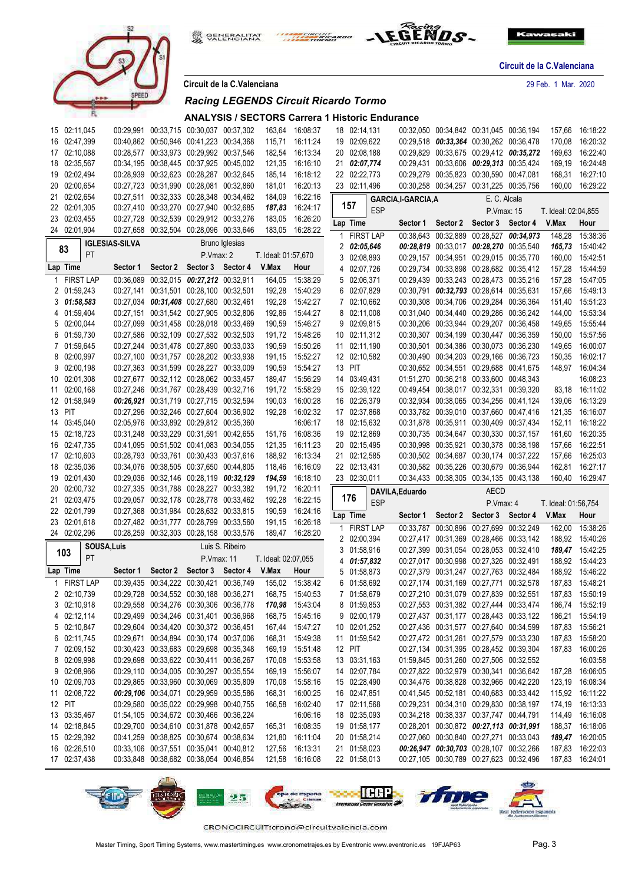Circuit de la C.Valenciana

29 Feb. 1 Mar. 2020

## Racing LEGENDS Circuit Ricardo Tormo

### ANALYSIS / SECTORS Carrera 1 Historic Endurance

| Lap | Time | Sector 1 | Sector 2 | Sector 3 | Sector 4 | V.Max | Hour |
|---|---|---|---|---|---|---|---|
| 15 | 02:11,045 | 00:29,991 | 00:33,715 | 00:30,037 | 00:37,302 | 163,64 | 16:08:37 |
| 16 | 02:47,399 | 00:40,862 | 00:50,946 | 00:41,223 | 00:34,368 | 115,71 | 16:11:24 |
| 17 | 02:10,088 | 00:28,577 | 00:33,973 | 00:29,992 | 00:37,546 | 182,54 | 16:13:34 |
| 18 | 02:35,567 | 00:34,195 | 00:38,445 | 00:37,925 | 00:45,002 | 121,35 | 16:16:10 |
| 19 | 02:02,494 | 00:28,939 | 00:32,623 | 00:28,287 | 00:32,645 | 185,14 | 16:18:12 |
| 20 | 02:00,654 | 00:27,723 | 00:31,990 | 00:28,081 | 00:32,860 | 181,01 | 16:20:13 |
| 21 | 02:02,654 | 00:27,511 | 00:32,333 | 00:28,348 | 00:34,462 | 184,09 | 16:22:16 |
| 22 | 02:01,305 | 00:27,410 | 00:33,270 | 00:27,940 | 00:32,685 | ***187,83*** | 16:24:17 |
| 23 | 02:03,455 | 00:27,728 | 00:32,539 | 00:29,912 | 00:33,276 | 183,05 | 16:26:20 |
| 24 | 02:01,904 | 00:27,658 | 00:32,504 | 00:28,096 | 00:33,646 | 183,05 | 16:28:22 |

**83** IGLESIAS-SILVA — PT — Bruno Iglesias — P.Vmax: 2 — T. Ideal: 01:57,670

| Lap | Time | Sector 1 | Sector 2 | Sector 3 | Sector 4 | V.Max | Hour |
|---|---|---|---|---|---|---|---|
| 1 | FIRST LAP | 00:36,089 | 00:32,015 | ***00:27,212*** | 00:32,911 | 164,05 | 15:38:29 |
| 2 | 01:59,243 | 00:27,141 | 00:31,501 | 00:28,100 | 00:32,501 | 192,28 | 15:40:29 |
| 3 | ***01:58,583*** | 00:27,034 | ***00:31,408*** | 00:27,680 | 00:32,461 | 192,28 | 15:42:27 |
| 4 | 01:59,404 | 00:27,151 | 00:31,542 | 00:27,905 | 00:32,806 | 192,86 | 15:44:27 |
| 5 | 02:00,044 | 00:27,099 | 00:31,458 | 00:28,018 | 00:33,469 | 190,59 | 15:46:27 |
| 6 | 01:59,730 | 00:27,586 | 00:32,109 | 00:27,532 | 00:32,503 | 191,72 | 15:48:26 |
| 7 | 01:59,645 | 00:27,244 | 00:31,478 | 00:27,890 | 00:33,033 | 190,59 | 15:50:26 |
| 8 | 02:00,997 | 00:27,100 | 00:31,757 | 00:28,202 | 00:33,938 | 191,15 | 15:52:27 |
| 9 | 02:00,198 | 00:27,363 | 00:31,599 | 00:28,227 | 00:33,009 | 190,59 | 15:54:27 |
| 10 | 02:01,308 | 00:27,677 | 00:32,112 | 00:28,062 | 00:33,457 | 189,47 | 15:56:29 |
| 11 | 02:00,168 | 00:27,246 | 00:31,767 | 00:28,439 | 00:32,716 | 191,72 | 15:58:29 |
| 12 | 01:58,949 | ***00:26,921*** | 00:31,719 | 00:27,715 | 00:32,594 | 190,03 | 16:00:28 |
| 13 | PIT | 00:27,296 | 00:32,246 | 00:27,604 | 00:36,902 | 192,28 | 16:02:32 |
| 14 | 03:45,040 | 02:05,976 | 00:33,892 | 00:29,812 | 00:35,360 | | 16:06:17 |
| 15 | 02:18,723 | 00:31,248 | 00:33,229 | 00:31,591 | 00:42,655 | 151,76 | 16:08:36 |
| 16 | 02:47,735 | 00:41,095 | 00:51,502 | 00:41,083 | 00:34,055 | 121,35 | 16:11:23 |
| 17 | 02:10,603 | 00:28,793 | 00:33,761 | 00:30,433 | 00:37,616 | 188,92 | 16:13:34 |
| 18 | 02:35,036 | 00:34,076 | 00:38,505 | 00:37,650 | 00:44,805 | 118,46 | 16:16:09 |
| 19 | 02:01,430 | 00:29,036 | 00:32,146 | 00:28,119 | ***00:32,129*** | ***194,59*** | 16:18:10 |
| 20 | 02:00,732 | 00:27,335 | 00:31,788 | 00:28,227 | 00:33,382 | 191,72 | 16:20:11 |
| 21 | 02:03,475 | 00:29,057 | 00:32,178 | 00:28,778 | 00:33,462 | 192,28 | 16:22:15 |
| 22 | 02:01,799 | 00:27,368 | 00:31,984 | 00:28,632 | 00:33,815 | 190,59 | 16:24:16 |
| 23 | 02:01,618 | 00:27,482 | 00:31,777 | 00:28,799 | 00:33,560 | 191,15 | 16:26:18 |
| 24 | 02:02,296 | 00:28,259 | 00:32,303 | 00:28,158 | 00:33,576 | 189,47 | 16:28:20 |

**103** SOUSA,Luis — PT — Luis S. Ribeiro — P.Vmax: 11 — T. Ideal: 02:07,055

| Lap | Time | Sector 1 | Sector 2 | Sector 3 | Sector 4 | V.Max | Hour |
|---|---|---|---|---|---|---|---|
| 1 | FIRST LAP | 00:39,435 | 00:34,222 | 00:30,421 | 00:36,749 | 155,02 | 15:38:42 |
| 2 | 02:10,739 | 00:29,728 | 00:34,552 | 00:30,188 | 00:36,271 | 168,75 | 15:40:53 |
| 3 | 02:10,918 | 00:29,558 | 00:34,276 | 00:30,306 | 00:36,778 | ***170,98*** | 15:43:04 |
| 4 | 02:12,114 | 00:29,499 | 00:34,246 | 00:31,401 | 00:36,968 | 168,75 | 15:45:16 |
| 5 | 02:10,847 | 00:29,604 | 00:34,420 | 00:30,372 | 00:36,451 | 167,44 | 15:47:27 |
| 6 | 02:11,745 | 00:29,671 | 00:34,894 | 00:30,174 | 00:37,006 | 168,31 | 15:49:38 |
| 7 | 02:09,152 | 00:30,423 | 00:33,683 | 00:29,698 | 00:35,348 | 169,19 | 15:51:48 |
| 8 | 02:09,998 | 00:29,698 | 00:33,622 | 00:30,411 | 00:36,267 | 170,08 | 15:53:58 |
| 9 | 02:08,966 | 00:29,110 | 00:34,005 | 00:30,297 | 00:35,554 | 169,19 | 15:56:07 |
| 10 | 02:09,703 | 00:29,865 | 00:33,960 | 00:30,069 | 00:35,809 | 170,08 | 15:58:16 |
| 11 | 02:08,722 | ***00:29,106*** | 00:34,071 | 00:29,959 | 00:35,586 | 168,31 | 16:00:25 |
| 12 | PIT | 00:29,580 | 00:35,022 | 00:29,998 | 00:40,755 | 166,58 | 16:02:40 |
| 13 | 03:35,467 | 01:54,105 | 00:34,672 | 00:30,466 | 00:36,224 | | 16:06:16 |
| 14 | 02:18,845 | 00:29,700 | 00:34,610 | 00:31,878 | 00:42,657 | 165,31 | 16:08:35 |
| 15 | 02:29,392 | 00:41,259 | 00:38,825 | 00:30,674 | 00:38,634 | 121,80 | 16:11:04 |
| 16 | 02:26,510 | 00:33,106 | 00:37,551 | 00:35,041 | 00:40,812 | 127,56 | 16:13:31 |
| 17 | 02:37,438 | 00:33,848 | 00:38,682 | 00:38,054 | 00:46,854 | 121,58 | 16:16:08 |
| 18 | 02:14,131 | 00:32,050 | 00:34,842 | 00:31,045 | 00:36,194 | 157,66 | 16:18:22 |
| 19 | 02:09,622 | 00:29,518 | ***00:33,364*** | 00:30,262 | 00:36,478 | 170,08 | 16:20:32 |
| 20 | 02:08,188 | 00:29,829 | 00:33,675 | 00:29,412 | ***00:35,272*** | 169,63 | 16:22:40 |
| 21 | ***02:07,774*** | 00:29,431 | 00:33,606 | ***00:29,313*** | 00:35,424 | 169,19 | 16:24:48 |
| 22 | 02:22,773 | 00:29,279 | 00:35,823 | 00:30,590 | 00:47,081 | 168,31 | 16:27:10 |
| 23 | 02:11,496 | 00:30,258 | 00:34,257 | 00:31,225 | 00:35,756 | 160,00 | 16:29:22 |

**157** GARCIA,I-GARCIA,A — ESP — E. C. Alcala — P.Vmax: 15 — T. Ideal: 02:04,855

| Lap | Time | Sector 1 | Sector 2 | Sector 3 | Sector 4 | V.Max | Hour |
|---|---|---|---|---|---|---|---|
| 1 | FIRST LAP | 00:38,643 | 00:32,889 | 00:28,527 | ***00:34,973*** | 148,28 | 15:38:36 |
| 2 | ***02:05,646*** | ***00:28,819*** | 00:33,017 | ***00:28,270*** | 00:35,540 | ***165,73*** | 15:40:42 |
| 3 | 02:08,893 | 00:29,157 | 00:34,951 | 00:29,015 | 00:35,770 | 160,00 | 15:42:51 |
| 4 | 02:07,726 | 00:29,734 | 00:33,898 | 00:28,682 | 00:35,412 | 157,28 | 15:44:59 |
| 5 | 02:06,371 | 00:29,439 | 00:33,243 | 00:28,473 | 00:35,216 | 157,28 | 15:47:05 |
| 6 | 02:07,829 | 00:30,791 | ***00:32,793*** | 00:28,614 | 00:35,631 | 157,66 | 15:49:13 |
| 7 | 02:10,662 | 00:30,308 | 00:34,706 | 00:29,284 | 00:36,364 | 151,40 | 15:51:23 |
| 8 | 02:11,008 | 00:31,040 | 00:34,440 | 00:29,286 | 00:36,242 | 144,00 | 15:53:34 |
| 9 | 02:09,815 | 00:30,206 | 00:33,944 | 00:29,207 | 00:36,458 | 149,65 | 15:55:44 |
| 10 | 02:11,312 | 00:30,307 | 00:34,199 | 00:30,447 | 00:36,359 | 150,00 | 15:57:56 |
| 11 | 02:11,190 | 00:30,501 | 00:34,386 | 00:30,073 | 00:36,230 | 149,65 | 16:00:07 |
| 12 | 02:10,582 | 00:30,490 | 00:34,203 | 00:29,166 | 00:36,723 | 150,35 | 16:02:17 |
| 13 | PIT | 00:30,652 | 00:34,551 | 00:29,688 | 00:41,675 | 148,97 | 16:04:34 |
| 14 | 03:49,431 | 01:51,270 | 00:36,218 | 00:33,600 | 00:48,343 | | 16:08:23 |
| 15 | 02:39,122 | 00:49,454 | 00:38,017 | 00:32,331 | 00:39,320 | 83,18 | 16:11:02 |
| 16 | 02:26,379 | 00:32,934 | 00:38,065 | 00:34,256 | 00:41,124 | 139,06 | 16:13:29 |
| 17 | 02:37,868 | 00:33,782 | 00:39,010 | 00:37,660 | 00:47,416 | 121,35 | 16:16:07 |
| 18 | 02:15,632 | 00:31,878 | 00:35,911 | 00:30,409 | 00:37,434 | 152,11 | 16:18:22 |
| 19 | 02:12,869 | 00:30,735 | 00:34,647 | 00:30,330 | 00:37,157 | 161,60 | 16:20:35 |
| 20 | 02:15,495 | 00:30,998 | 00:35,921 | 00:30,378 | 00:38,198 | 157,66 | 16:22:51 |
| 21 | 02:12,585 | 00:30,502 | 00:34,687 | 00:30,174 | 00:37,222 | 157,66 | 16:25:03 |
| 22 | 02:13,431 | 00:30,582 | 00:35,226 | 00:30,679 | 00:36,944 | 162,81 | 16:27:17 |
| 23 | 02:30,011 | 00:34,433 | 00:38,305 | 00:34,135 | 00:43,138 | 160,40 | 16:29:47 |

**176** DAVILA,Eduardo — ESP — AECD — P.Vmax: 4 — T. Ideal: 01:56,754

| Lap | Time | Sector 1 | Sector 2 | Sector 3 | Sector 4 | V.Max | Hour |
|---|---|---|---|---|---|---|---|
| 1 | FIRST LAP | 00:33,787 | 00:30,896 | 00:27,699 | 00:32,249 | 162,00 | 15:38:26 |
| 2 | 02:00,394 | 00:27,417 | 00:31,369 | 00:28,466 | 00:33,142 | 188,92 | 15:40:26 |
| 3 | 01:58,916 | 00:27,399 | 00:31,054 | 00:28,053 | 00:32,410 | ***189,47*** | 15:42:25 |
| 4 | ***01:57,832*** | 00:27,017 | 00:30,998 | 00:27,326 | 00:32,491 | 188,92 | 15:44:23 |
| 5 | 01:58,873 | 00:27,379 | 00:31,247 | 00:27,763 | 00:32,484 | 188,92 | 15:46:22 |
| 6 | 01:58,692 | 00:27,174 | 00:31,169 | 00:27,771 | 00:32,578 | 187,83 | 15:48:21 |
| 7 | 01:58,679 | 00:27,210 | 00:31,079 | 00:27,839 | 00:32,551 | 187,83 | 15:50:19 |
| 8 | 01:59,853 | 00:27,553 | 00:31,382 | 00:27,444 | 00:33,474 | 186,74 | 15:52:19 |
| 9 | 02:00,179 | 00:27,437 | 00:31,177 | 00:28,443 | 00:33,122 | 186,21 | 15:54:19 |
| 10 | 02:01,252 | 00:27,436 | 00:31,577 | 00:27,640 | 00:34,599 | 187,83 | 15:56:21 |
| 11 | 01:59,542 | 00:27,472 | 00:31,261 | 00:27,579 | 00:33,230 | 187,83 | 15:58:20 |
| 12 | PIT | 00:27,134 | 00:31,395 | 00:28,452 | 00:39,304 | 187,83 | 16:00:26 |
| 13 | 03:31,163 | 01:59,845 | 00:31,260 | 00:27,506 | 00:32,552 | | 16:03:58 |
| 14 | 02:07,784 | 00:27,822 | 00:32,979 | 00:30,341 | 00:36,642 | 187,28 | 16:06:05 |
| 15 | 02:28,490 | 00:34,476 | 00:38,828 | 00:32,966 | 00:42,220 | 123,19 | 16:08:34 |
| 16 | 02:47,851 | 00:41,545 | 00:52,181 | 00:40,683 | 00:33,442 | 115,92 | 16:11:22 |
| 17 | 02:11,568 | 00:29,231 | 00:34,310 | 00:29,830 | 00:38,197 | 174,19 | 16:13:33 |
| 18 | 02:35,093 | 00:34,218 | 00:38,337 | 00:37,747 | 00:44,791 | 114,49 | 16:16:08 |
| 19 | 01:58,177 | 00:28,201 | 00:30,872 | ***00:27,113*** | ***00:31,991*** | 188,37 | 16:18:06 |
| 20 | 01:58,214 | 00:27,060 | 00:30,840 | 00:27,271 | 00:33,043 | ***189,47*** | 16:20:05 |
| 21 | 01:58,023 | ***00:26,947*** | ***00:30,703*** | 00:28,107 | 00:32,266 | 187,83 | 16:22:03 |
| 22 | 01:58,013 | 00:27,105 | 00:30,789 | 00:27,623 | 00:32,496 | 187,83 | 16:24:01 |

CRONOCIRCUIT:crono@circuitvalencia.com

Master Timing, Sport Timing Systems, www.mastertiming.es www.cronometrajes.es by Eventronic www.eventronic.es 19FJAP63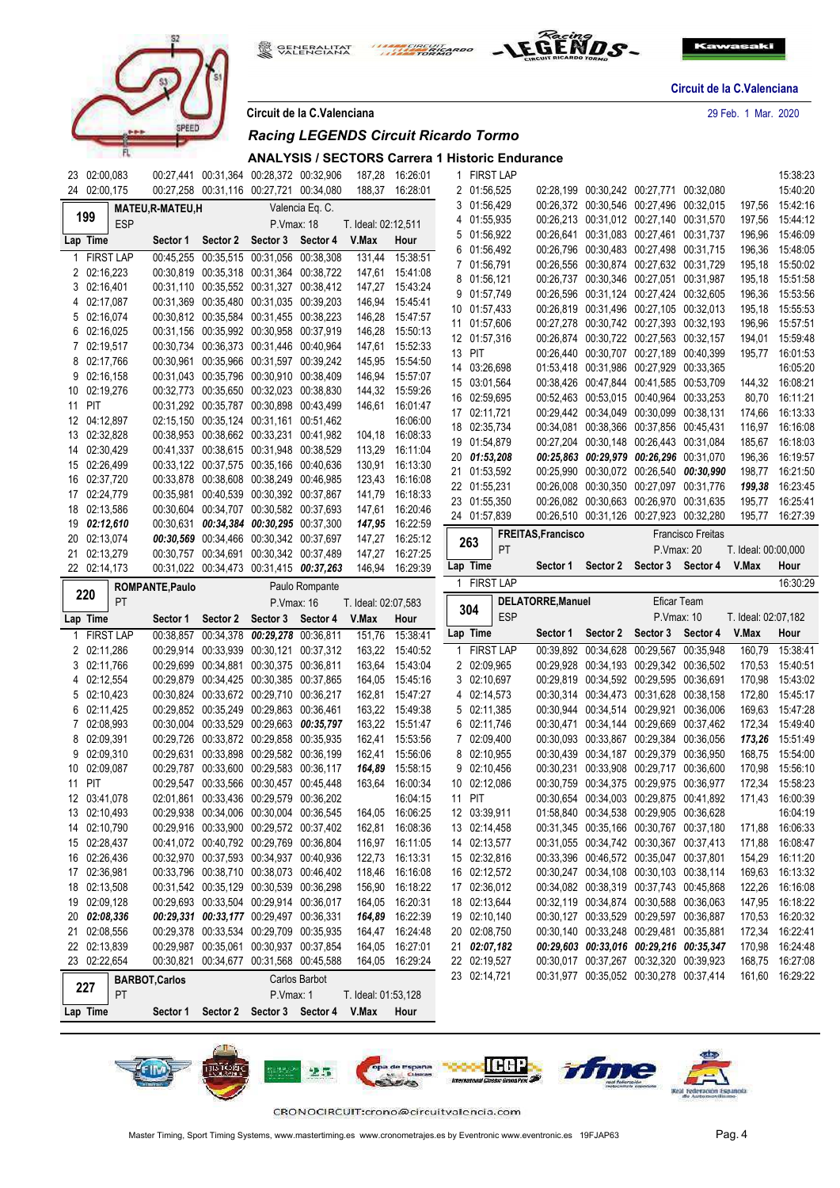Circuit de la C.Valenciana

29 Feb. 1 Mar. 2020

Circuit de la C.Valenciana

*Racing LEGENDS Circuit Ricardo Tormo*

## ANALYSIS / SECTORS Carrera 1 Historic Endurance

| Lap | Time | Sector 1 | Sector 2 | Sector 3 | Sector 4 | V.Max | Hour |
|---|---|---|---|---|---|---|---|
| 23 | 02:00,083 | 00:27,441 | 00:31,364 | 00:28,372 | 00:32,906 | 187,28 | 16:26:01 |
| 24 | 02:00,175 | 00:27,258 | 00:31,116 | 00:27,721 | 00:34,080 | 188,37 | 16:28:01 |

### 199 MATEU,R-MATEU,H — ESP — Valencia Eq. C. — P.Vmax: 18 — T. Ideal: 02:12,511

| Lap | Time | Sector 1 | Sector 2 | Sector 3 | Sector 4 | V.Max | Hour |
|---|---|---|---|---|---|---|---|
| 1 | FIRST LAP | 00:45,255 | 00:35,515 | 00:31,056 | 00:38,308 | 131,44 | 15:38:51 |
| 2 | 02:16,223 | 00:30,819 | 00:35,318 | 00:31,364 | 00:38,722 | 147,61 | 15:41:08 |
| 3 | 02:16,401 | 00:31,110 | 00:35,552 | 00:31,327 | 00:38,412 | 147,27 | 15:43:24 |
| 4 | 02:17,087 | 00:31,369 | 00:35,480 | 00:31,035 | 00:39,203 | 146,94 | 15:45:41 |
| 5 | 02:16,074 | 00:30,812 | 00:35,584 | 00:31,455 | 00:38,223 | 146,28 | 15:47:57 |
| 6 | 02:16,025 | 00:31,156 | 00:35,992 | 00:30,958 | 00:37,919 | 146,28 | 15:50:13 |
| 7 | 02:19,517 | 00:30,734 | 00:36,373 | 00:31,446 | 00:40,964 | 147,61 | 15:52:33 |
| 8 | 02:17,766 | 00:30,961 | 00:35,966 | 00:31,597 | 00:39,242 | 145,95 | 15:54:50 |
| 9 | 02:16,158 | 00:31,043 | 00:35,796 | 00:30,910 | 00:38,409 | 146,94 | 15:57:07 |
| 10 | 02:19,276 | 00:32,773 | 00:35,650 | 00:32,023 | 00:38,830 | 144,32 | 15:59:26 |
| 11 | PIT | 00:31,292 | 00:35,787 | 00:30,898 | 00:43,499 | 146,61 | 16:01:47 |
| 12 | 04:12,897 | 02:15,150 | 00:35,124 | 00:31,161 | 00:51,462 | | 16:06:00 |
| 13 | 02:32,828 | 00:38,953 | 00:38,662 | 00:33,231 | 00:41,982 | 104,18 | 16:08:33 |
| 14 | 02:30,429 | 00:41,337 | 00:38,615 | 00:31,948 | 00:38,529 | 113,29 | 16:11:04 |
| 15 | 02:26,499 | 00:33,122 | 00:37,575 | 00:35,166 | 00:40,636 | 130,91 | 16:13:30 |
| 16 | 02:37,720 | 00:33,878 | 00:38,608 | 00:38,249 | 00:46,985 | 123,43 | 16:16:08 |
| 17 | 02:24,779 | 00:35,981 | 00:40,539 | 00:30,392 | 00:37,867 | 141,79 | 16:18:33 |
| 18 | 02:13,586 | 00:30,604 | 00:34,707 | 00:30,582 | 00:37,693 | 147,61 | 16:20:46 |
| 19 | ***02:12,610*** | 00:30,631 | ***00:34,384*** | ***00:30,295*** | 00:37,300 | ***147,95*** | 16:22:59 |
| 20 | 02:13,074 | ***00:30,569*** | 00:34,466 | 00:30,342 | 00:37,697 | 147,27 | 16:25:12 |
| 21 | 02:13,279 | 00:30,757 | 00:34,691 | 00:30,342 | 00:37,489 | 147,27 | 16:27:25 |
| 22 | 02:14,173 | 00:31,022 | 00:34,473 | 00:31,415 | ***00:37,263*** | 146,94 | 16:29:39 |

### 220 ROMPANTE,Paulo — PT — Paulo Rompante — P.Vmax: 16 — T. Ideal: 02:07,583

| Lap | Time | Sector 1 | Sector 2 | Sector 3 | Sector 4 | V.Max | Hour |
|---|---|---|---|---|---|---|---|
| 1 | FIRST LAP | 00:38,857 | 00:34,378 | ***00:29,278*** | 00:36,811 | 151,76 | 15:38:41 |
| 2 | 02:11,286 | 00:29,914 | 00:33,939 | 00:30,121 | 00:37,312 | 163,22 | 15:40:52 |
| 3 | 02:11,766 | 00:29,699 | 00:34,881 | 00:30,375 | 00:36,811 | 163,64 | 15:43:04 |
| 4 | 02:12,554 | 00:29,879 | 00:34,425 | 00:30,385 | 00:37,865 | 164,05 | 15:45:16 |
| 5 | 02:10,423 | 00:30,824 | 00:33,672 | 00:29,710 | 00:36,217 | 162,81 | 15:47:27 |
| 6 | 02:11,425 | 00:29,852 | 00:35,249 | 00:29,863 | 00:36,461 | 163,22 | 15:49:38 |
| 7 | 02:08,993 | 00:30,004 | 00:33,529 | 00:29,663 | ***00:35,797*** | 163,22 | 15:51:47 |
| 8 | 02:09,391 | 00:29,726 | 00:33,872 | 00:29,858 | 00:35,935 | 162,41 | 15:53:56 |
| 9 | 02:09,310 | 00:29,631 | 00:33,898 | 00:29,582 | 00:36,199 | 162,41 | 15:56:06 |
| 10 | 02:09,087 | 00:29,787 | 00:33,600 | 00:29,583 | 00:36,117 | ***164,89*** | 15:58:15 |
| 11 | PIT | 00:29,547 | 00:33,566 | 00:30,457 | 00:45,448 | 163,64 | 16:00:34 |
| 12 | 03:41,078 | 02:01,861 | 00:33,436 | 00:29,579 | 00:36,202 | | 16:04:15 |
| 13 | 02:10,493 | 00:29,938 | 00:34,006 | 00:30,004 | 00:36,545 | 164,05 | 16:06:25 |
| 14 | 02:10,790 | 00:29,916 | 00:33,900 | 00:29,572 | 00:37,402 | 162,81 | 16:08:36 |
| 15 | 02:28,437 | 00:41,072 | 00:40,792 | 00:29,769 | 00:36,804 | 116,97 | 16:11:05 |
| 16 | 02:26,436 | 00:32,970 | 00:37,593 | 00:34,937 | 00:40,936 | 122,73 | 16:13:31 |
| 17 | 02:36,981 | 00:33,796 | 00:38,710 | 00:38,073 | 00:46,402 | 118,46 | 16:16:08 |
| 18 | 02:13,508 | 00:31,542 | 00:35,129 | 00:30,539 | 00:36,298 | 156,90 | 16:18:22 |
| 19 | 02:09,128 | 00:29,693 | 00:33,504 | 00:29,914 | 00:36,017 | 164,05 | 16:20:31 |
| 20 | ***02:08,336*** | ***00:29,331*** | ***00:33,177*** | 00:29,497 | 00:36,331 | ***164,89*** | 16:22:39 |
| 21 | 02:08,556 | 00:29,378 | 00:33,534 | 00:29,709 | 00:35,935 | 164,47 | 16:24:48 |
| 22 | 02:13,839 | 00:29,987 | 00:35,061 | 00:30,937 | 00:37,854 | 164,05 | 16:27:01 |
| 23 | 02:22,654 | 00:30,821 | 00:34,677 | 00:31,568 | 00:45,588 | 164,05 | 16:29:24 |

### 227 BARBOT,Carlos — PT — Carlos Barbot — P.Vmax: 1 — T. Ideal: 01:53,128

| Lap | Time | Sector 1 | Sector 2 | Sector 3 | Sector 4 | V.Max | Hour |
|---|---|---|---|---|---|---|---|
| 1 | FIRST LAP | | | | | | 15:38:23 |
| 2 | 01:56,525 | 02:28,199 | 00:30,242 | 00:27,771 | 00:32,080 | | 15:40:20 |
| 3 | 01:56,429 | 00:26,372 | 00:30,546 | 00:27,496 | 00:32,015 | 197,56 | 15:42:16 |
| 4 | 01:55,935 | 00:26,213 | 00:31,012 | 00:27,140 | 00:31,570 | 197,56 | 15:44:12 |
| 5 | 01:56,922 | 00:26,641 | 00:31,083 | 00:27,461 | 00:31,737 | 196,96 | 15:46:09 |
| 6 | 01:56,492 | 00:26,796 | 00:30,483 | 00:27,498 | 00:31,715 | 196,36 | 15:48:05 |
| 7 | 01:56,791 | 00:26,556 | 00:30,874 | 00:27,632 | 00:31,729 | 195,18 | 15:50:02 |
| 8 | 01:56,121 | 00:26,737 | 00:30,346 | 00:27,051 | 00:31,987 | 195,18 | 15:51:58 |
| 9 | 01:57,749 | 00:26,596 | 00:31,124 | 00:27,424 | 00:32,605 | 196,36 | 15:53:56 |
| 10 | 01:57,433 | 00:26,819 | 00:31,496 | 00:27,105 | 00:32,013 | 195,18 | 15:55:53 |
| 11 | 01:57,606 | 00:27,278 | 00:30,742 | 00:27,393 | 00:32,193 | 196,96 | 15:57:51 |
| 12 | 01:57,316 | 00:26,874 | 00:30,722 | 00:27,563 | 00:32,157 | 194,01 | 15:59:48 |
| 13 | PIT | 00:26,440 | 00:30,707 | 00:27,189 | 00:40,399 | 195,77 | 16:01:53 |
| 14 | 03:26,698 | 01:53,418 | 00:31,986 | 00:27,929 | 00:33,365 | | 16:05:20 |
| 15 | 03:01,564 | 00:38,426 | 00:47,844 | 00:41,585 | 00:53,709 | 144,32 | 16:08:21 |
| 16 | 02:59,695 | 00:52,463 | 00:53,015 | 00:40,964 | 00:33,253 | 80,70 | 16:11:21 |
| 17 | 02:11,721 | 00:29,442 | 00:34,049 | 00:30,099 | 00:38,131 | 174,66 | 16:13:33 |
| 18 | 02:35,734 | 00:34,081 | 00:38,366 | 00:37,856 | 00:45,431 | 116,97 | 16:16:08 |
| 19 | 01:54,879 | 00:27,204 | 00:30,148 | 00:26,443 | 00:31,084 | 185,67 | 16:18:03 |
| 20 | ***01:53,208*** | ***00:25,863*** | ***00:29,979*** | ***00:26,296*** | 00:31,070 | 196,36 | 16:19:57 |
| 21 | 01:53,592 | 00:25,990 | 00:30,072 | 00:26,540 | ***00:30,990*** | 198,77 | 16:21:50 |
| 22 | 01:55,231 | 00:26,008 | 00:30,350 | 00:27,097 | 00:31,776 | ***199,38*** | 16:23:45 |
| 23 | 01:55,350 | 00:26,082 | 00:30,663 | 00:26,970 | 00:31,635 | 195,77 | 16:25:41 |
| 24 | 01:57,839 | 00:26,510 | 00:31,126 | 00:27,923 | 00:32,280 | 195,77 | 16:27:39 |

### 263 FREITAS,Francisco — PT — Francisco Freitas — P.Vmax: 20 — T. Ideal: 00:00,000

| Lap | Time | Sector 1 | Sector 2 | Sector 3 | Sector 4 | V.Max | Hour |
|---|---|---|---|---|---|---|---|
| 1 | FIRST LAP | | | | | | 16:30:29 |

### 304 DELATORRE,Manuel — ESP — Eficar Team — P.Vmax: 10 — T. Ideal: 02:07,182

| Lap | Time | Sector 1 | Sector 2 | Sector 3 | Sector 4 | V.Max | Hour |
|---|---|---|---|---|---|---|---|
| 1 | FIRST LAP | 00:39,892 | 00:34,628 | 00:29,567 | 00:35,948 | 160,79 | 15:38:41 |
| 2 | 02:09,965 | 00:29,928 | 00:34,193 | 00:29,342 | 00:36,502 | 170,53 | 15:40:51 |
| 3 | 02:10,697 | 00:29,819 | 00:34,592 | 00:29,595 | 00:36,691 | 170,98 | 15:43:02 |
| 4 | 02:14,573 | 00:30,314 | 00:34,473 | 00:31,628 | 00:38,158 | 172,80 | 15:45:17 |
| 5 | 02:11,385 | 00:30,944 | 00:34,514 | 00:29,921 | 00:36,006 | 169,63 | 15:47:28 |
| 6 | 02:11,746 | 00:30,471 | 00:34,144 | 00:29,669 | 00:37,462 | 172,34 | 15:49:40 |
| 7 | 02:09,400 | 00:30,093 | 00:33,867 | 00:29,384 | 00:36,056 | ***173,26*** | 15:51:49 |
| 8 | 02:10,955 | 00:30,439 | 00:34,187 | 00:29,379 | 00:36,950 | 168,75 | 15:54:00 |
| 9 | 02:10,456 | 00:30,231 | 00:33,908 | 00:29,717 | 00:36,600 | 170,98 | 15:56:10 |
| 10 | 02:12,086 | 00:30,759 | 00:34,375 | 00:29,975 | 00:36,977 | 172,34 | 15:58:23 |
| 11 | PIT | 00:30,654 | 00:34,003 | 00:29,875 | 00:41,892 | 171,43 | 16:00:39 |
| 12 | 03:39,911 | 01:58,840 | 00:34,538 | 00:29,905 | 00:36,628 | | 16:04:19 |
| 13 | 02:14,458 | 00:31,345 | 00:35,166 | 00:30,767 | 00:37,180 | 171,88 | 16:06:33 |
| 14 | 02:13,577 | 00:31,055 | 00:34,742 | 00:30,367 | 00:37,413 | 171,88 | 16:08:47 |
| 15 | 02:32,816 | 00:33,396 | 00:46,572 | 00:35,047 | 00:37,801 | 154,29 | 16:11:20 |
| 16 | 02:12,572 | 00:30,247 | 00:34,108 | 00:30,103 | 00:38,114 | 169,63 | 16:13:32 |
| 17 | 02:36,012 | 00:34,082 | 00:38,319 | 00:37,743 | 00:45,868 | 122,26 | 16:16:08 |
| 18 | 02:13,644 | 00:32,119 | 00:34,874 | 00:30,588 | 00:36,063 | 147,95 | 16:18:22 |
| 19 | 02:10,140 | 00:30,127 | 00:33,529 | 00:29,597 | 00:36,887 | 170,53 | 16:20:32 |
| 20 | 02:08,750 | 00:30,140 | 00:33,248 | 00:29,481 | 00:35,881 | 172,34 | 16:22:41 |
| 21 | ***02:07,182*** | ***00:29,603*** | ***00:33,016*** | ***00:29,216*** | ***00:35,347*** | 170,98 | 16:24:48 |
| 22 | 02:19,527 | 00:30,017 | 00:37,267 | 00:32,320 | 00:39,923 | 168,75 | 16:27:08 |
| 23 | 02:14,721 | 00:31,977 | 00:35,052 | 00:30,278 | 00:37,414 | 161,60 | 16:29:22 |

CRONOCIRCUIT:crono@circuitvalencia.com

Master Timing, Sport Timing Systems, www.mastertiming.es www.cronometrajes.es by Eventronic www.eventronic.es 19FJAP63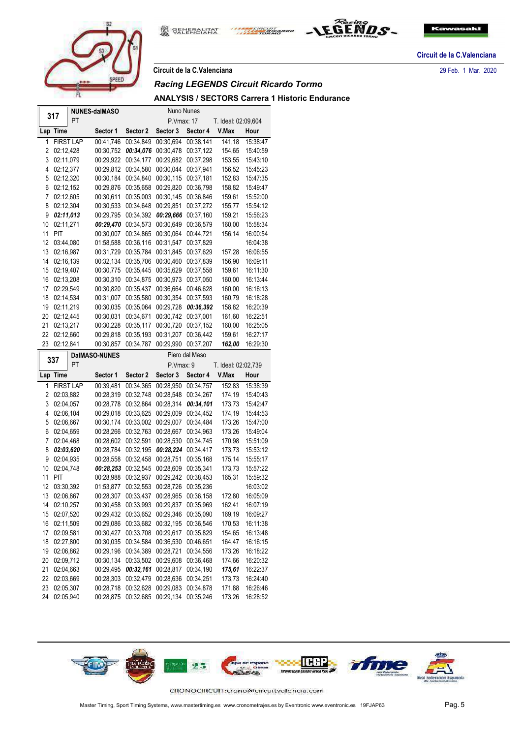Circuit de la C.Valenciana

29 Feb. 1 Mar. 2020

## Circuit de la C.Valenciana

### *Racing LEGENDS Circuit Ricardo Tormo*

### ANALYSIS / SECTORS Carrera 1 Historic Endurance

| 317 | NUNES-dalMASO | | Nuno Nunes | | | | |
|---|---|---|---|---|---|---|---|
| | PT | | P.Vmax: 17 | | T. Ideal: 02:09,604 | | |
| **Lap** | **Time** | **Sector 1** | **Sector 2** | **Sector 3** | **Sector 4** | **V.Max** | **Hour** |
| 1 | FIRST LAP | 00:41,746 | 00:34,849 | 00:30,694 | 00:38,141 | 141,18 | 15:38:47 |
| 2 | 02:12,428 | 00:30,752 | ***00:34,076*** | 00:30,478 | 00:37,122 | 154,65 | 15:40:59 |
| 3 | 02:11,079 | 00:29,922 | 00:34,177 | 00:29,682 | 00:37,298 | 153,55 | 15:43:10 |
| 4 | 02:12,377 | 00:29,812 | 00:34,580 | 00:30,044 | 00:37,941 | 156,52 | 15:45:23 |
| 5 | 02:12,320 | 00:30,184 | 00:34,840 | 00:30,115 | 00:37,181 | 152,83 | 15:47:35 |
| 6 | 02:12,152 | 00:29,876 | 00:35,658 | 00:29,820 | 00:36,798 | 158,82 | 15:49:47 |
| 7 | 02:12,605 | 00:30,611 | 00:35,003 | 00:30,145 | 00:36,846 | 159,61 | 15:52:00 |
| 8 | 02:12,304 | 00:30,533 | 00:34,648 | 00:29,851 | 00:37,272 | 155,77 | 15:54:12 |
| 9 | ***02:11,013*** | 00:29,795 | 00:34,392 | ***00:29,666*** | 00:37,160 | 159,21 | 15:56:23 |
| 10 | 02:11,271 | ***00:29,470*** | 00:34,573 | 00:30,649 | 00:36,579 | 160,00 | 15:58:34 |
| 11 | PIT | 00:30,007 | 00:34,865 | 00:30,064 | 00:44,721 | 156,14 | 16:00:54 |
| 12 | 03:44,080 | 01:58,588 | 00:36,116 | 00:31,547 | 00:37,829 | | 16:04:38 |
| 13 | 02:16,987 | 00:31,729 | 00:35,784 | 00:31,845 | 00:37,629 | 157,28 | 16:06:55 |
| 14 | 02:16,139 | 00:32,134 | 00:35,706 | 00:30,460 | 00:37,839 | 156,90 | 16:09:11 |
| 15 | 02:19,407 | 00:30,775 | 00:35,445 | 00:35,629 | 00:37,558 | 159,61 | 16:11:30 |
| 16 | 02:13,208 | 00:30,310 | 00:34,875 | 00:30,973 | 00:37,050 | 160,00 | 16:13:44 |
| 17 | 02:29,549 | 00:30,820 | 00:35,437 | 00:36,664 | 00:46,628 | 160,00 | 16:16:13 |
| 18 | 02:14,534 | 00:31,007 | 00:35,580 | 00:30,354 | 00:37,593 | 160,79 | 16:18:28 |
| 19 | 02:11,219 | 00:30,035 | 00:35,064 | 00:29,728 | ***00:36,392*** | 158,82 | 16:20:39 |
| 20 | 02:12,445 | 00:30,031 | 00:34,671 | 00:30,742 | 00:37,001 | 161,60 | 16:22:51 |
| 21 | 02:13,217 | 00:30,228 | 00:35,117 | 00:30,720 | 00:37,152 | 160,00 | 16:25:05 |
| 22 | 02:12,660 | 00:29,818 | 00:35,193 | 00:31,207 | 00:36,442 | 159,61 | 16:27:17 |
| 23 | 02:12,841 | 00:30,857 | 00:34,787 | 00:29,990 | 00:37,207 | ***162,00*** | 16:29:30 |

| 337 | DalMASO-NUNES | | Piero dal Maso | | | | |
|---|---|---|---|---|---|---|---|
| | PT | | P.Vmax: 9 | | T. Ideal: 02:02,739 | | |
| **Lap** | **Time** | **Sector 1** | **Sector 2** | **Sector 3** | **Sector 4** | **V.Max** | **Hour** |
| 1 | FIRST LAP | 00:39,481 | 00:34,365 | 00:28,950 | 00:34,757 | 152,83 | 15:38:39 |
| 2 | 02:03,882 | 00:28,319 | 00:32,748 | 00:28,548 | 00:34,267 | 174,19 | 15:40:43 |
| 3 | 02:04,057 | 00:28,778 | 00:32,864 | 00:28,314 | ***00:34,101*** | 173,73 | 15:42:47 |
| 4 | 02:06,104 | 00:29,018 | 00:33,625 | 00:29,009 | 00:34,452 | 174,19 | 15:44:53 |
| 5 | 02:06,667 | 00:30,174 | 00:33,002 | 00:29,007 | 00:34,484 | 173,26 | 15:47:00 |
| 6 | 02:04,659 | 00:28,266 | 00:32,763 | 00:28,667 | 00:34,963 | 173,26 | 15:49:04 |
| 7 | 02:04,468 | 00:28,602 | 00:32,591 | 00:28,530 | 00:34,745 | 170,98 | 15:51:09 |
| 8 | ***02:03,620*** | 00:28,784 | 00:32,195 | ***00:28,224*** | 00:34,417 | 173,73 | 15:53:12 |
| 9 | 02:04,935 | 00:28,558 | 00:32,458 | 00:28,751 | 00:35,168 | 175,14 | 15:55:17 |
| 10 | 02:04,748 | ***00:28,253*** | 00:32,545 | 00:28,609 | 00:35,341 | 173,73 | 15:57:22 |
| 11 | PIT | 00:28,988 | 00:32,937 | 00:29,242 | 00:38,453 | 165,31 | 15:59:32 |
| 12 | 03:30,392 | 01:53,877 | 00:32,553 | 00:28,726 | 00:35,236 | | 16:03:02 |
| 13 | 02:06,867 | 00:28,307 | 00:33,437 | 00:28,965 | 00:36,158 | 172,80 | 16:05:09 |
| 14 | 02:10,257 | 00:30,458 | 00:33,993 | 00:29,837 | 00:35,969 | 162,41 | 16:07:19 |
| 15 | 02:07,520 | 00:29,432 | 00:33,652 | 00:29,346 | 00:35,090 | 169,19 | 16:09:27 |
| 16 | 02:11,509 | 00:29,086 | 00:33,682 | 00:32,195 | 00:36,546 | 170,53 | 16:11:38 |
| 17 | 02:09,581 | 00:30,427 | 00:33,708 | 00:29,617 | 00:35,829 | 154,65 | 16:13:48 |
| 18 | 02:27,800 | 00:30,035 | 00:34,584 | 00:36,530 | 00:46,651 | 164,47 | 16:16:15 |
| 19 | 02:06,862 | 00:29,196 | 00:34,389 | 00:28,721 | 00:34,556 | 173,26 | 16:18:22 |
| 20 | 02:09,712 | 00:30,134 | 00:33,502 | 00:29,608 | 00:36,468 | 174,66 | 16:20:32 |
| 21 | 02:04,663 | 00:29,495 | ***00:32,161*** | 00:28,817 | 00:34,190 | ***175,61*** | 16:22:37 |
| 22 | 02:03,669 | 00:28,303 | 00:32,479 | 00:28,636 | 00:34,251 | 173,73 | 16:24:40 |
| 23 | 02:05,307 | 00:28,718 | 00:32,628 | 00:29,083 | 00:34,878 | 171,88 | 16:26:46 |
| 24 | 02:05,940 | 00:28,875 | 00:32,685 | 00:29,134 | 00:35,246 | 173,26 | 16:28:52 |

CRONOCIRCUIT:crono@circuitvalencia.com

Master Timing, Sport Timing Systems, www.mastertiming.es www.cronometrajes.es by Eventronic www.eventronic.es 19FJAP63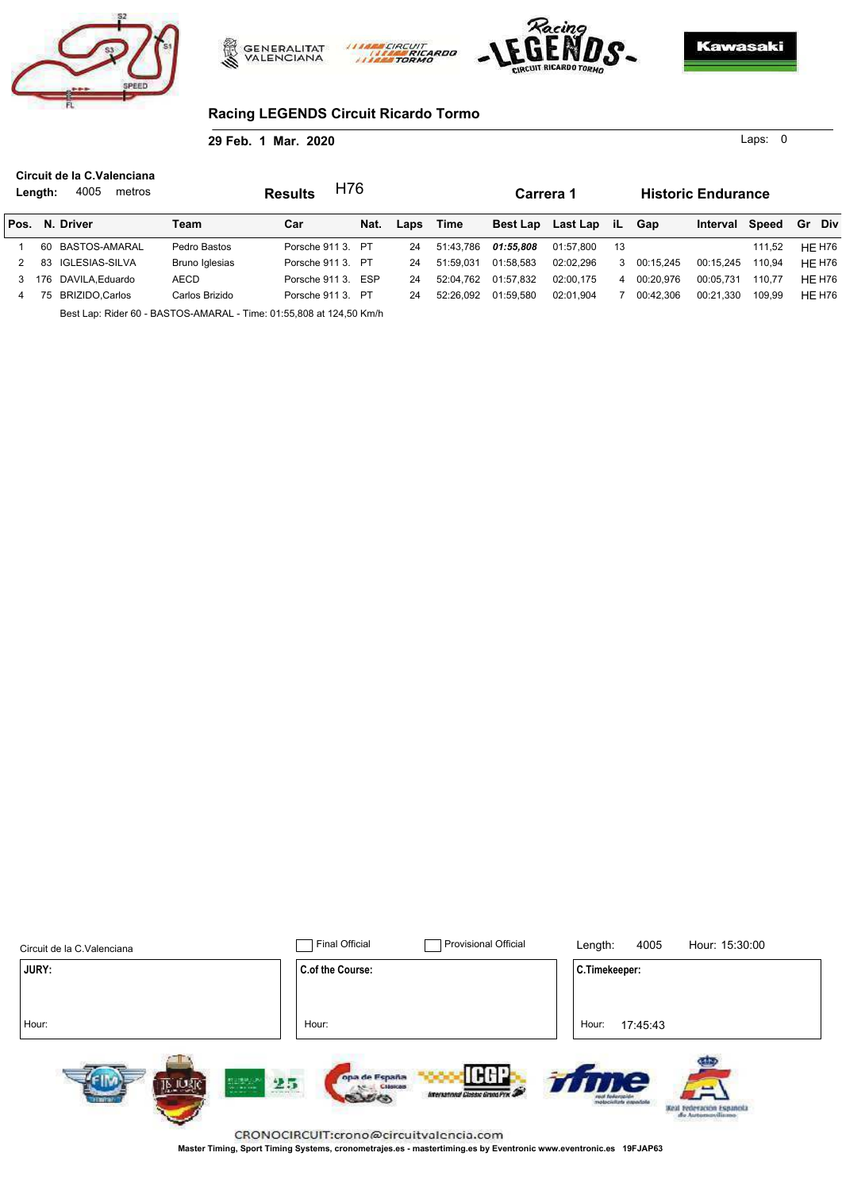## Racing LEGENDS Circuit Ricardo Tormo

**29 Feb. 1 Mar. 2020**

Laps: 0

**Circuit de la C.Valenciana**

**Length:** 4005 metros

**Results** H76 **Carrera 1** **Historic Endurance**

| Pos. | N. | Driver | Team | Car | Nat. | Laps | Time | Best Lap | Last Lap | iL | Gap | Interval | Speed | Gr | Div |
|---|---|---|---|---|---|---|---|---|---|---|---|---|---|---|---|
| 1 | 60 | BASTOS-AMARAL | Pedro Bastos | Porsche 911 3. | PT | 24 | 51:43,786 | ***01:55,808*** | 01:57,800 | 13 | | | 111,52 | HE | H76 |
| 2 | 83 | IGLESIAS-SILVA | Bruno Iglesias | Porsche 911 3. | PT | 24 | 51:59,031 | 01:58,583 | 02:02,296 | 3 | 00:15,245 | 00:15,245 | 110,94 | HE | H76 |
| 3 | 176 | DAVILA,Eduardo | AECD | Porsche 911 3. | ESP | 24 | 52:04,762 | 01:57,832 | 02:00,175 | 4 | 00:20,976 | 00:05,731 | 110,77 | HE | H76 |
| 4 | 75 | BRIZIDO,Carlos | Carlos Brizido | Porsche 911 3. | PT | 24 | 52:26,092 | 01:59,580 | 02:01,904 | 7 | 00:42,306 | 00:21,330 | 109,99 | HE | H76 |

Best Lap: Rider 60 - BASTOS-AMARAL - Time: 01:55,808 at 124,50 Km/h

Circuit de la C.Valenciana

☐ Final Official ☐ Provisional Official

Length: 4005 Hour: 15:30:00

| JURY: | C.of the Course: | C.Timekeeper: |
|---|---|---|
| Hour: | Hour: | Hour: 17:45:43 |

CRONOCIRCUIT:crono@circuitvalencia.com

Master Timing, Sport Timing Systems, cronometrajes.es - mastertiming.es by Eventronic www.eventronic.es 19FJAP63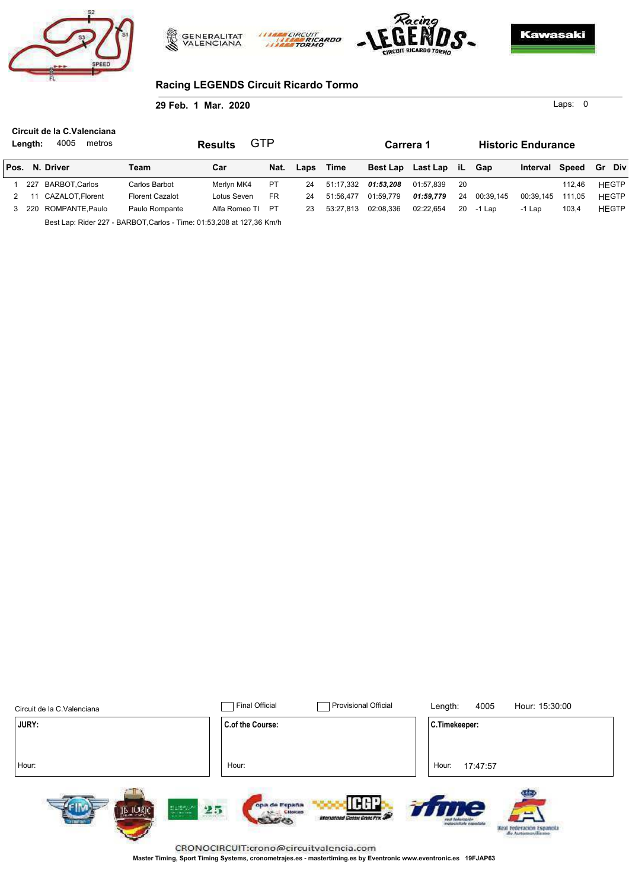## Racing LEGENDS Circuit Ricardo Tormo

**29 Feb. 1 Mar. 2020**

Laps: 0

**Circuit de la C.Valenciana**

**Length:** 4005 metros

**Results** GTP

**Carrera 1**

**Historic Endurance**

| Pos. | N. | Driver | Team | Car | Nat. | Laps | Time | Best Lap | Last Lap | iL | Gap | Interval | Speed | Gr | Div |
|---|---|---|---|---|---|---|---|---|---|---|---|---|---|---|---|
| 1 | 227 | BARBOT,Carlos | Carlos Barbot | Merlyn MK4 | PT | 24 | 51:17,332 | ***01:53,208*** | 01:57,839 | 20 | | | 112,46 | HE | GTP |
| 2 | 11 | CAZALOT,Florent | Florent Cazalot | Lotus Seven | FR | 24 | 51:56,477 | 01:59,779 | ***01:59,779*** | 24 | 00:39,145 | 00:39,145 | 111,05 | HE | GTP |
| 3 | 220 | ROMPANTE,Paulo | Paulo Rompante | Alfa Romeo TI | PT | 23 | 53:27,813 | 02:08,336 | 02:22,654 | 20 | -1 Lap | -1 Lap | 103,4 | HE | GTP |

Best Lap: Rider 227 - BARBOT,Carlos - Time: 01:53,208 at 127,36 Km/h

Circuit de la C.Valenciana

☐ Final Official ☐ Provisional Official

Length: 4005 Hour: 15:30:00

| JURY: | C.of the Course: | C.Timekeeper: |
|---|---|---|
| Hour: | Hour: | Hour: 17:47:57 |

CRONOCIRCUIT:crono@circuitvalencia.com

Master Timing, Sport Timing Systems, cronometrajes.es - mastertiming.es by Eventronic www.eventronic.es 19FJAP63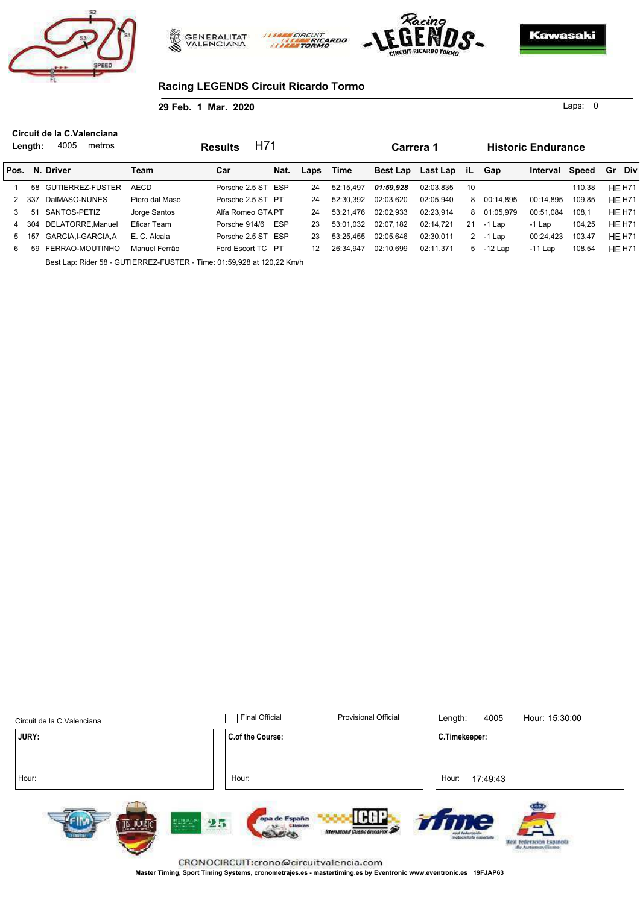## Racing LEGENDS Circuit Ricardo Tormo

**29 Feb. 1 Mar. 2020**

Laps: 0

**Circuit de la C.Valenciana**

**Length:** 4005 metros

**Results** H71 **Carrera 1** **Historic Endurance**

| Pos. | N. | Driver | Team | Car | Nat. | Laps | Time | Best Lap | Last Lap | iL | Gap | Interval | Speed | Gr | Div |
|---|---|---|---|---|---|---|---|---|---|---|---|---|---|---|---|
| 1 | 58 | GUTIERREZ-FUSTER | AECD | Porsche 2.5 ST | ESP | 24 | 52:15,497 | ***01:59,928*** | 02:03,835 | 10 | | | 110,38 | HE | H71 |
| 2 | 337 | DalMASO-NUNES | Piero dal Maso | Porsche 2.5 ST | PT | 24 | 52:30,392 | 02:03,620 | 02:05,940 | 8 | 00:14,895 | 00:14,895 | 109,85 | HE | H71 |
| 3 | 51 | SANTOS-PETIZ | Jorge Santos | Alfa Romeo GTA | PT | 24 | 53:21,476 | 02:02,933 | 02:23,914 | 8 | 01:05,979 | 00:51,084 | 108,1 | HE | H71 |
| 4 | 304 | DELATORRE,Manuel | Eficar Team | Porsche 914/6 | ESP | 23 | 53:01,032 | 02:07,182 | 02:14,721 | 21 | -1 Lap | -1 Lap | 104,25 | HE | H71 |
| 5 | 157 | GARCIA,I-GARCIA,A | E. C. Alcala | Porsche 2.5 ST | ESP | 23 | 53:25,455 | 02:05,646 | 02:30,011 | 2 | -1 Lap | 00:24,423 | 103,47 | HE | H71 |
| 6 | 59 | FERRAO-MOUTINHO | Manuel Ferrão | Ford Escort TC | PT | 12 | 26:34,947 | 02:10,699 | 02:11,371 | 5 | -12 Lap | -11 Lap | 108,54 | HE | H71 |

Best Lap: Rider 58 - GUTIERREZ-FUSTER - Time: 01:59,928 at 120,22 Km/h

Circuit de la C.Valenciana

☐ Final Official ☐ Provisional Official

Length: 4005 Hour: 15:30:00

| JURY: | C.of the Course: | C.Timekeeper: |
|---|---|---|
| Hour: | Hour: | Hour: 17:49:43 |

CRONOCIRCUIT:crono@circuitvalencia.com

Master Timing, Sport Timing Systems, cronometrajes.es - mastertiming.es by Eventronic www.eventronic.es 19FJAP63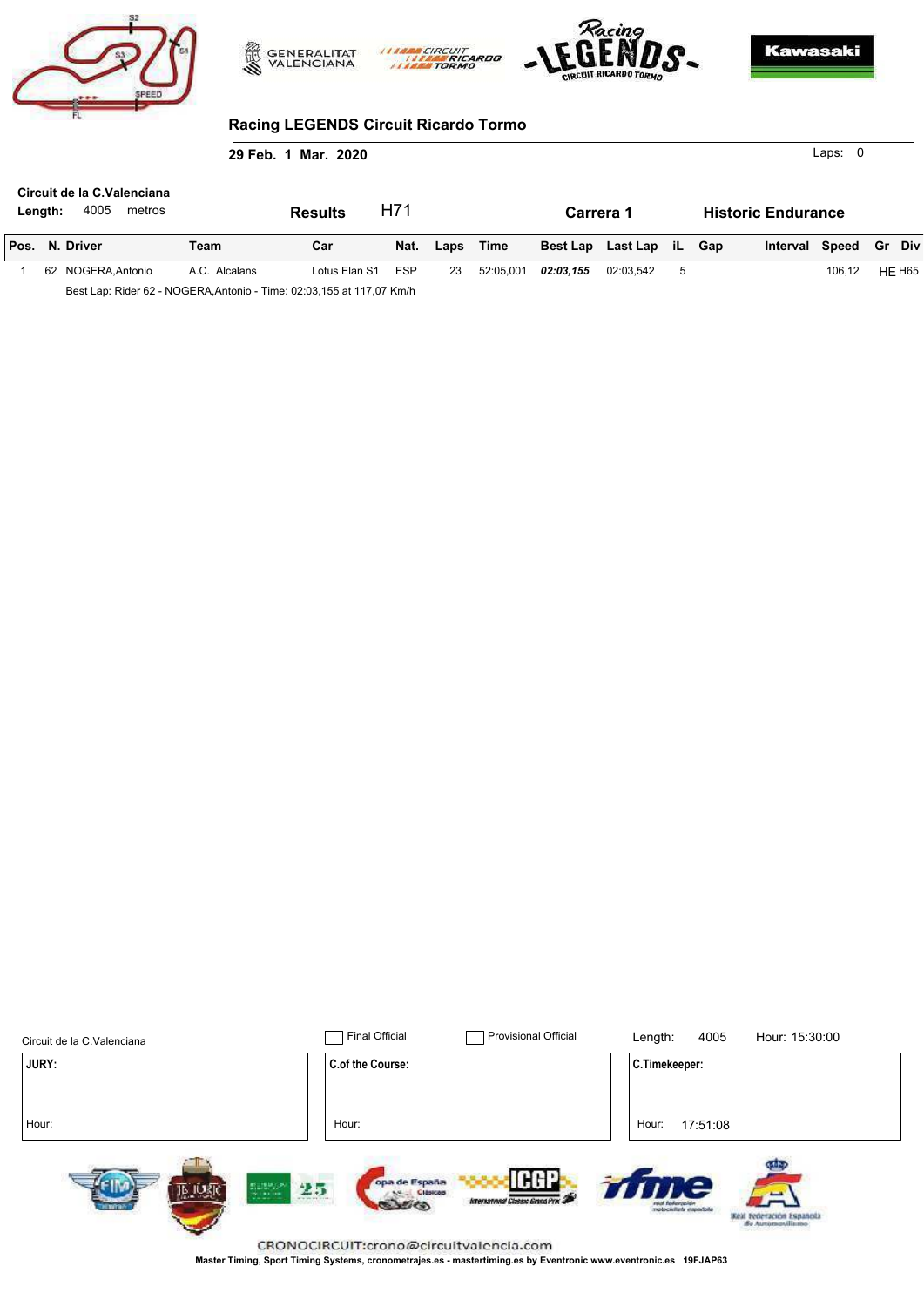## Racing LEGENDS Circuit Ricardo Tormo

**29 Feb. 1 Mar. 2020**

Laps: 0

**Circuit de la C.Valenciana**

**Length:** 4005 metros

**Results** H71 **Carrera 1** **Historic Endurance**

| Pos. | N. | Driver | Team | Car | Nat. | Laps | Time | Best Lap | Last Lap | iL | Gap | Interval | Speed | Gr | Div |
|---|---|---|---|---|---|---|---|---|---|---|---|---|---|---|---|
| 1 | 62 | NOGERA,Antonio | A.C. Alcalans | Lotus Elan S1 | ESP | 23 | 52:05,001 | ***02:03,155*** | 02:03,542 | 5 | | | 106,12 | HE | H65 |

Best Lap: Rider 62 - NOGERA,Antonio - Time: 02:03,155 at 117,07 Km/h

Circuit de la C.Valenciana

☐ Final Official ☐ Provisional Official

Length: 4005 Hour: 15:30:00

| JURY: | C.of the Course: | C.Timekeeper: |
|---|---|---|
| Hour: | Hour: | Hour: 17:51:08 |

CRONOCIRCUIT:crono@circuitvalencia.com

Master Timing, Sport Timing Systems, cronometrajes.es - mastertiming.es by Eventronic www.eventronic.es 19FJAP63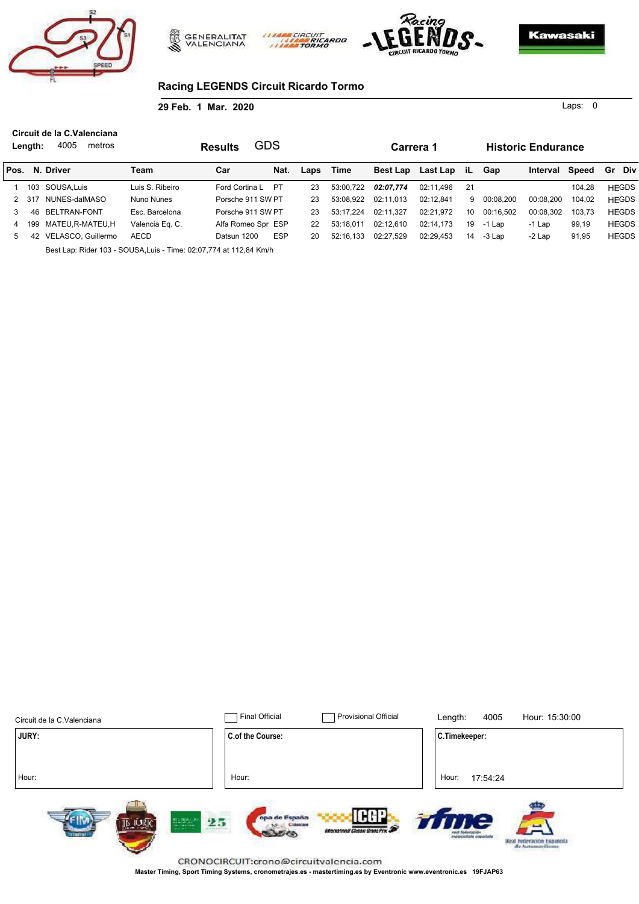# Racing LEGENDS Circuit Ricardo Tormo

**29 Feb. 1 Mar. 2020**

Laps: 0

**Circuit de la C.Valenciana**

**Length:** 4005 metros

**Results** GDS

**Carrera 1**

**Historic Endurance**

| Pos. | N. | Driver | Team | Car | Nat. | Laps | Time | Best Lap | Last Lap | iL | Gap | Interval | Speed | Gr | Div |
|---|---|---|---|---|---|---|---|---|---|---|---|---|---|---|---|
| 1 | 103 | SOUSA,Luis | Luis S. Ribeiro | Ford Cortina L | PT | 23 | 53:00,722 | ***02:07,774*** | 02:11,496 | 21 | | | 104,28 | HE | GDS |
| 2 | 317 | NUNES-dalMASO | Nuno Nunes | Porsche 911 SW | PT | 23 | 53:08,922 | 02:11,013 | 02:12,841 | 9 | 00:08,200 | 00:08,200 | 104,02 | HE | GDS |
| 3 | 46 | BELTRAN-FONT | Esc. Barcelona | Porsche 911 SW | PT | 23 | 53:17,224 | 02:11,327 | 02:21,972 | 10 | 00:16,502 | 00:08,302 | 103,73 | HE | GDS |
| 4 | 199 | MATEU,R-MATEU,H | Valencia Eq. C. | Alfa Romeo Spr | ESP | 22 | 53:18,011 | 02:12,610 | 02:14,173 | 19 | -1 Lap | -1 Lap | 99,19 | HE | GDS |
| 5 | 42 | VELASCO, Guillermo | AECD | Datsun 1200 | ESP | 20 | 52:16,133 | 02:27,529 | 02:29,453 | 14 | -3 Lap | -2 Lap | 91,95 | HE | GDS |

Best Lap: Rider 103 - SOUSA,Luis - Time: 02:07,774 at 112,84 Km/h

Circuit de la C.Valenciana

☐ Final Official ☐ Provisional Official

Length: 4005 Hour: 15:30:00

| JURY: | C.of the Course: | C.Timekeeper: |
|---|---|---|
| Hour: | Hour: | Hour: 17:54:24 |

CRONOCIRCUIT:crono@circuitvalencia.com

Master Timing, Sport Timing Systems, cronometrajes.es - mastertiming.es by Eventronic www.eventronic.es 19FJAP63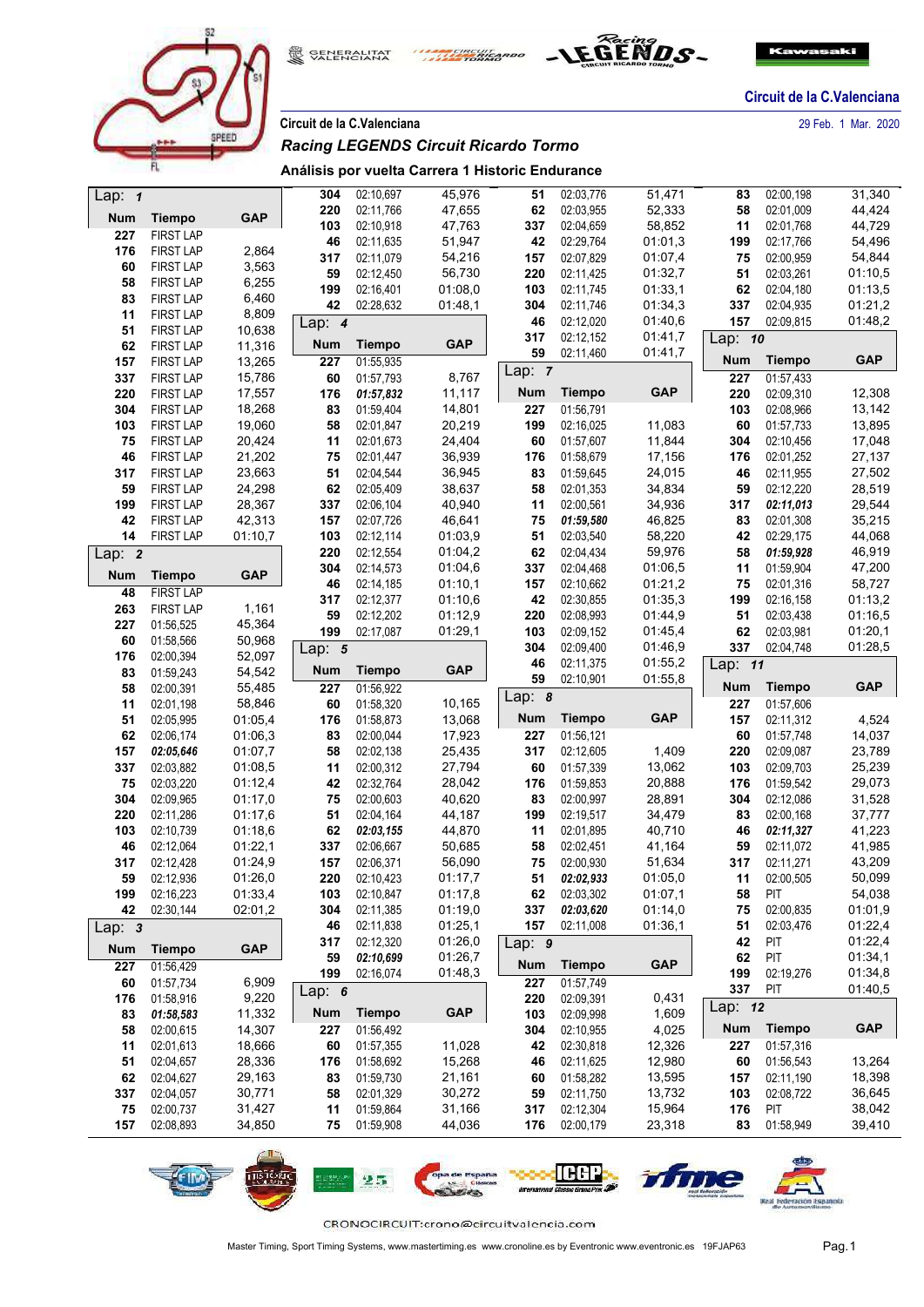Circuit de la C.Valenciana

29 Feb. 1 Mar. 2020

Circuit de la C.Valenciana

## Racing LEGENDS Circuit Ricardo Tormo

### Análisis por vuelta Carrera 1 Historic Endurance

**Lap: 1**

| Num | Tiempo | GAP |
|---|---|---|
| 227 | FIRST LAP | |
| 176 | FIRST LAP | 2,864 |
| 60 | FIRST LAP | 3,563 |
| 58 | FIRST LAP | 6,255 |
| 83 | FIRST LAP | 6,460 |
| 11 | FIRST LAP | 8,809 |
| 51 | FIRST LAP | 10,638 |
| 62 | FIRST LAP | 11,316 |
| 157 | FIRST LAP | 13,265 |
| 337 | FIRST LAP | 15,786 |
| 220 | FIRST LAP | 17,557 |
| 304 | FIRST LAP | 18,268 |
| 103 | FIRST LAP | 19,060 |
| 75 | FIRST LAP | 20,424 |
| 46 | FIRST LAP | 21,202 |
| 317 | FIRST LAP | 23,663 |
| 59 | FIRST LAP | 24,298 |
| 199 | FIRST LAP | 28,367 |
| 42 | FIRST LAP | 42,313 |
| 14 | FIRST LAP | 01:10,7 |

**Lap: 2**

| Num | Tiempo | GAP |
|---|---|---|
| 48 | FIRST LAP | |
| 263 | FIRST LAP | 1,161 |
| 227 | 01:56,525 | 45,364 |
| 60 | 01:58,566 | 50,968 |
| 176 | 02:00,394 | 52,097 |
| 83 | 01:59,243 | 54,542 |
| 58 | 02:00,391 | 55,485 |
| 11 | 02:01,198 | 58,846 |
| 51 | 02:05,995 | 01:05,4 |
| 62 | 02:06,174 | 01:06,3 |
| 157 | *02:05,646* | 01:07,7 |
| 337 | 02:03,882 | 01:08,5 |
| 75 | 02:03,220 | 01:12,4 |
| 304 | 02:09,965 | 01:17,0 |
| 220 | 02:11,286 | 01:17,6 |
| 103 | 02:10,739 | 01:18,6 |
| 46 | 02:12,064 | 01:22,1 |
| 317 | 02:12,428 | 01:24,9 |
| 59 | 02:12,936 | 01:26,0 |
| 199 | 02:16,223 | 01:33,4 |
| 42 | 02:30,144 | 02:01,2 |

**Lap: 3**

| Num | Tiempo | GAP |
|---|---|---|
| 227 | 01:56,429 | |
| 60 | 01:57,734 | 6,909 |
| 176 | 01:58,916 | 9,220 |
| 83 | *01:58,583* | 11,332 |
| 58 | 02:00,615 | 14,307 |
| 11 | 02:01,613 | 18,666 |
| 51 | 02:04,657 | 28,336 |
| 62 | 02:04,627 | 29,163 |
| 337 | 02:04,057 | 30,771 |
| 75 | 02:00,737 | 31,427 |
| 157 | 02:08,893 | 34,850 |
| 304 | 02:10,697 | 45,976 |
| 220 | 02:11,766 | 47,655 |
| 103 | 02:10,918 | 47,763 |
| 46 | 02:11,635 | 51,947 |
| 317 | 02:11,079 | 54,216 |
| 59 | 02:12,450 | 56,730 |
| 199 | 02:16,401 | 01:08,0 |
| 42 | 02:28,632 | 01:48,1 |

**Lap: 4**

| Num | Tiempo | GAP |
|---|---|---|
| 227 | 01:55,935 | |
| 60 | 01:57,793 | 8,767 |
| 176 | *01:57,832* | 11,117 |
| 83 | 01:59,404 | 14,801 |
| 58 | 02:01,847 | 20,219 |
| 11 | 02:01,673 | 24,404 |
| 75 | 02:01,447 | 36,939 |
| 51 | 02:04,544 | 36,945 |
| 62 | 02:05,409 | 38,637 |
| 337 | 02:06,104 | 40,940 |
| 157 | 02:07,726 | 46,641 |
| 103 | 02:12,114 | 01:03,9 |
| 220 | 02:12,554 | 01:04,2 |
| 304 | 02:14,573 | 01:04,6 |
| 46 | 02:14,185 | 01:10,1 |
| 317 | 02:12,377 | 01:10,6 |
| 59 | 02:12,202 | 01:12,9 |
| 199 | 02:17,087 | 01:29,1 |

**Lap: 5**

| Num | Tiempo | GAP |
|---|---|---|
| 227 | 01:56,922 | |
| 60 | 01:58,320 | 10,165 |
| 176 | 01:58,873 | 13,068 |
| 83 | 02:00,044 | 17,923 |
| 58 | 02:02,138 | 25,435 |
| 11 | 02:00,312 | 27,794 |
| 42 | 02:32,764 | 28,042 |
| 75 | 02:00,603 | 40,620 |
| 51 | 02:04,164 | 44,187 |
| 62 | *02:03,155* | 44,870 |
| 337 | 02:06,667 | 50,685 |
| 157 | 02:06,371 | 56,090 |
| 220 | 02:10,423 | 01:17,7 |
| 103 | 02:10,847 | 01:17,8 |
| 304 | 02:11,385 | 01:19,0 |
| 46 | 02:11,838 | 01:25,1 |
| 317 | 02:12,320 | 01:26,0 |
| 59 | *02:10,699* | 01:26,7 |
| 199 | 02:16,074 | 01:48,3 |

**Lap: 6**

| Num | Tiempo | GAP |
|---|---|---|
| 227 | 01:56,492 | |
| 60 | 01:57,355 | 11,028 |
| 176 | 01:58,692 | 15,268 |
| 83 | 01:59,730 | 21,161 |
| 58 | 02:01,329 | 30,272 |
| 11 | 01:59,864 | 31,166 |
| 75 | 01:59,908 | 44,036 |
| 51 | 02:03,776 | 51,471 |
| 62 | 02:03,955 | 52,333 |
| 337 | 02:04,659 | 58,852 |
| 42 | 02:29,764 | 01:01,3 |
| 157 | 02:07,829 | 01:07,4 |
| 220 | 02:11,425 | 01:32,7 |
| 103 | 02:11,745 | 01:33,1 |
| 304 | 02:11,746 | 01:34,3 |
| 46 | 02:12,020 | 01:40,6 |
| 317 | 02:12,152 | 01:41,7 |
| 59 | 02:11,460 | 01:41,7 |

**Lap: 7**

| Num | Tiempo | GAP |
|---|---|---|
| 227 | 01:56,791 | |
| 199 | 02:16,025 | 11,083 |
| 60 | 01:57,607 | 11,844 |
| 176 | 01:58,679 | 17,156 |
| 83 | 01:59,645 | 24,015 |
| 58 | 02:01,353 | 34,834 |
| 11 | 02:00,561 | 34,936 |
| 75 | *01:59,580* | 46,825 |
| 51 | 02:03,540 | 58,220 |
| 62 | 02:04,434 | 59,976 |
| 337 | 02:04,468 | 01:06,5 |
| 157 | 02:10,662 | 01:21,2 |
| 42 | 02:30,855 | 01:35,3 |
| 220 | 02:08,993 | 01:44,9 |
| 103 | 02:09,152 | 01:45,4 |
| 304 | 02:09,400 | 01:46,9 |
| 46 | 02:11,375 | 01:55,2 |
| 59 | 02:10,901 | 01:55,8 |

**Lap: 8**

| Num | Tiempo | GAP |
|---|---|---|
| 227 | 01:56,121 | |
| 317 | 02:12,605 | 1,409 |
| 60 | 01:57,339 | 13,062 |
| 176 | 01:59,853 | 20,888 |
| 83 | 02:00,997 | 28,891 |
| 199 | 02:19,517 | 34,479 |
| 11 | 02:01,895 | 40,710 |
| 58 | 02:02,451 | 41,164 |
| 75 | 02:00,930 | 51,634 |
| 51 | *02:02,933* | 01:05,0 |
| 62 | 02:03,302 | 01:07,1 |
| 337 | *02:03,620* | 01:14,0 |
| 157 | 02:11,008 | 01:36,1 |

**Lap: 9**

| Num | Tiempo | GAP |
|---|---|---|
| 227 | 01:57,749 | |
| 220 | 02:09,391 | 0,431 |
| 103 | 02:09,998 | 1,609 |
| 304 | 02:10,955 | 4,025 |
| 42 | 02:30,818 | 12,326 |
| 46 | 02:11,625 | 12,980 |
| 60 | 01:58,282 | 13,595 |
| 59 | 02:11,750 | 13,732 |
| 317 | 02:12,304 | 15,964 |
| 176 | 02:00,179 | 23,318 |
| 83 | 02:00,198 | 31,340 |
| 58 | 02:01,009 | 44,424 |
| 11 | 02:01,768 | 44,729 |
| 199 | 02:17,766 | 54,496 |
| 75 | 02:00,959 | 54,844 |
| 51 | 02:03,261 | 01:10,5 |
| 62 | 02:04,180 | 01:13,5 |
| 337 | 02:04,935 | 01:21,2 |
| 157 | 02:09,815 | 01:48,2 |

**Lap: 10**

| Num | Tiempo | GAP |
|---|---|---|
| 227 | 01:57,433 | |
| 220 | 02:09,310 | 12,308 |
| 103 | 02:08,966 | 13,142 |
| 60 | 01:57,733 | 13,895 |
| 304 | 02:10,456 | 17,048 |
| 176 | 02:01,252 | 27,137 |
| 46 | 02:11,955 | 27,502 |
| 59 | 02:12,220 | 28,519 |
| 317 | *02:11,013* | 29,544 |
| 83 | 02:01,308 | 35,215 |
| 42 | 02:29,175 | 44,068 |
| 58 | *01:59,928* | 46,919 |
| 11 | 01:59,904 | 47,200 |
| 75 | 02:01,316 | 58,727 |
| 199 | 02:16,158 | 01:13,2 |
| 51 | 02:03,438 | 01:16,5 |
| 62 | 02:03,981 | 01:20,1 |
| 337 | 02:04,748 | 01:28,5 |

**Lap: 11**

| Num | Tiempo | GAP |
|---|---|---|
| 227 | 01:57,606 | |
| 157 | 02:11,312 | 4,524 |
| 60 | 01:57,748 | 14,037 |
| 220 | 02:09,087 | 23,789 |
| 103 | 02:09,703 | 25,239 |
| 176 | 01:59,542 | 29,073 |
| 304 | 02:12,086 | 31,528 |
| 83 | 02:00,168 | 37,777 |
| 46 | *02:11,327* | 41,223 |
| 59 | 02:11,072 | 41,985 |
| 317 | 02:11,271 | 43,209 |
| 11 | 02:00,505 | 50,099 |
| 58 | PIT | 54,038 |
| 75 | 02:00,835 | 01:01,9 |
| 51 | 02:03,476 | 01:22,4 |
| 42 | PIT | 01:22,4 |
| 62 | PIT | 01:34,1 |
| 199 | 02:19,276 | 01:34,8 |
| 337 | PIT | 01:40,5 |

**Lap: 12**

| Num | Tiempo | GAP |
|---|---|---|
| 227 | 01:57,316 | |
| 60 | 01:56,543 | 13,264 |
| 157 | 02:11,190 | 18,398 |
| 103 | 02:08,722 | 36,645 |
| 176 | PIT | 38,042 |
| 83 | 01:58,949 | 39,410 |

CRONOCIRCUIT:crono@circuitvalencia.com

Master Timing, Sport Timing Systems, www.mastertiming.es www.cronoline.es by Eventronic www.eventronic.es 19FJAP63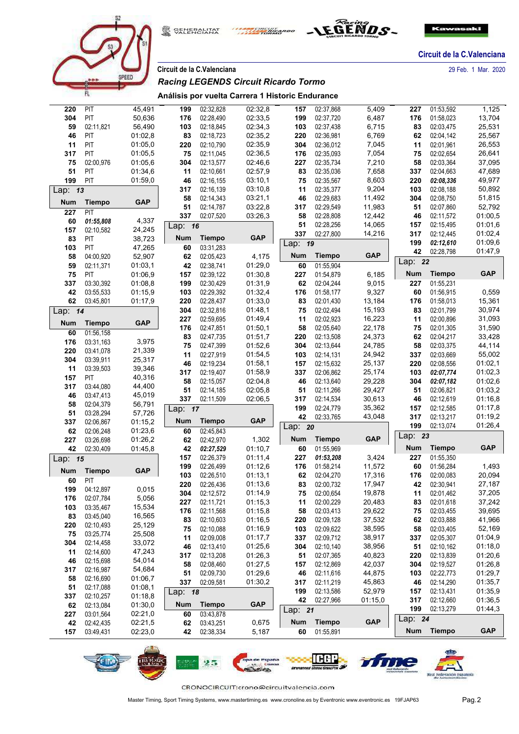Circuit de la C.Valenciana

29 Feb. 1 Mar. 2020

Circuit de la C.Valenciana

## Racing LEGENDS Circuit Ricardo Tormo

### Análisis por vuelta Carrera 1 Historic Endurance

| Num | Tiempo | GAP |
|---|---|---|
| 220 | PIT | 45,491 |
| 304 | PIT | 50,636 |
| 59 | 02:11,821 | 56,490 |
| 46 | PIT | 01:02,8 |
| 11 | PIT | 01:05,0 |
| 317 | PIT | 01:05,5 |
| 75 | 02:00,976 | 01:05,6 |
| 51 | PIT | 01:34,6 |
| 199 | PIT | 01:59,0 |

**Lap: 13**

| Num | Tiempo | GAP |
|---|---|---|
| 227 | PIT | |
| 60 | *01:55,808* | 4,337 |
| 157 | 02:10,582 | 24,245 |
| 83 | PIT | 38,723 |
| 103 | PIT | 47,265 |
| 58 | 04:00,920 | 52,907 |
| 59 | 02:11,371 | 01:03,1 |
| 75 | PIT | 01:06,9 |
| 337 | 03:30,392 | 01:08,8 |
| 42 | 03:55,533 | 01:15,9 |
| 62 | 03:45,801 | 01:17,9 |

**Lap: 14**

| Num | Tiempo | GAP |
|---|---|---|
| 60 | 01:56,158 | |
| 176 | 03:31,163 | 3,975 |
| 220 | 03:41,078 | 21,339 |
| 304 | 03:39,911 | 25,317 |
| 11 | 03:39,503 | 39,346 |
| 157 | PIT | 40,316 |
| 317 | 03:44,080 | 44,400 |
| 46 | 03:47,413 | 45,019 |
| 58 | 02:04,379 | 56,791 |
| 51 | 03:28,294 | 57,726 |
| 337 | 02:06,867 | 01:15,2 |
| 62 | 02:06,248 | 01:23,6 |
| 227 | 03:26,698 | 01:26,2 |
| 42 | 02:30,409 | 01:45,8 |

**Lap: 15**

| Num | Tiempo | GAP |
|---|---|---|
| 60 | PIT | |
| 199 | 04:12,897 | 0,015 |
| 176 | 02:07,784 | 5,056 |
| 103 | 03:35,467 | 15,534 |
| 83 | 03:45,040 | 16,565 |
| 220 | 02:10,493 | 25,129 |
| 75 | 03:25,774 | 25,508 |
| 304 | 02:14,458 | 33,072 |
| 11 | 02:14,600 | 47,243 |
| 46 | 02:15,698 | 54,014 |
| 317 | 02:16,987 | 54,684 |
| 58 | 02:16,690 | 01:06,7 |
| 51 | 02:17,088 | 01:08,1 |
| 337 | 02:10,257 | 01:18,8 |
| 62 | 02:13,084 | 01:30,0 |
| 227 | 03:01,564 | 02:21,0 |
| 42 | 02:42,435 | 02:21,5 |
| 157 | 03:49,431 | 02:23,0 |

| Num | Tiempo | GAP |
|---|---|---|
| 199 | 02:32,828 | 02:32,8 |
| 176 | 02:28,490 | 02:33,5 |
| 103 | 02:18,845 | 02:34,3 |
| 83 | 02:18,723 | 02:35,2 |
| 220 | 02:10,790 | 02:35,9 |
| 75 | 02:11,045 | 02:36,5 |
| 304 | 02:13,577 | 02:46,6 |
| 11 | 02:10,661 | 02:57,9 |
| 46 | 02:16,155 | 03:10,1 |
| 317 | 02:16,139 | 03:10,8 |
| 58 | 02:14,343 | 03:21,1 |
| 51 | 02:14,787 | 03:22,8 |
| 337 | 02:07,520 | 03:26,3 |

**Lap: 16**

| Num | Tiempo | GAP |
|---|---|---|
| 60 | 03:31,283 | |
| 62 | 02:05,423 | 4,175 |
| 42 | 02:38,741 | 01:29,0 |
| 157 | 02:39,122 | 01:30,8 |
| 199 | 02:30,429 | 01:31,9 |
| 103 | 02:29,392 | 01:32,4 |
| 220 | 02:28,437 | 01:33,0 |
| 304 | 02:32,816 | 01:48,1 |
| 227 | 02:59,695 | 01:49,4 |
| 176 | 02:47,851 | 01:50,1 |
| 83 | 02:47,735 | 01:51,7 |
| 75 | 02:47,399 | 01:52,6 |
| 11 | 02:27,919 | 01:54,5 |
| 46 | 02:19,234 | 01:58,1 |
| 317 | 02:19,407 | 01:58,9 |
| 58 | 02:15,057 | 02:04,8 |
| 51 | 02:14,185 | 02:05,8 |
| 337 | 02:11,509 | 02:06,5 |

**Lap: 17**

| Num | Tiempo | GAP |
|---|---|---|
| 60 | 02:45,843 | |
| 62 | 02:42,970 | 1,302 |
| 42 | *02:27,529* | 01:10,7 |
| 157 | 02:26,379 | 01:11,4 |
| 199 | 02:26,499 | 01:12,6 |
| 103 | 02:26,510 | 01:13,1 |
| 220 | 02:26,436 | 01:13,6 |
| 304 | 02:12,572 | 01:14,9 |
| 227 | 02:11,721 | 01:15,3 |
| 176 | 02:11,568 | 01:15,8 |
| 83 | 02:10,603 | 01:16,5 |
| 75 | 02:10,088 | 01:16,9 |
| 11 | 02:09,008 | 01:17,7 |
| 46 | 02:13,410 | 01:25,6 |
| 317 | 02:13,208 | 01:26,3 |
| 58 | 02:08,460 | 01:27,5 |
| 51 | 02:09,730 | 01:29,6 |
| 337 | 02:09,581 | 01:30,2 |

**Lap: 18**

| Num | Tiempo | GAP |
|---|---|---|
| 60 | 03:43,878 | |
| 62 | 03:43,251 | 0,675 |
| 42 | 02:38,334 | 5,187 |

| Num | Tiempo | GAP |
|---|---|---|
| 157 | 02:37,868 | 5,409 |
| 199 | 02:37,720 | 6,487 |
| 103 | 02:37,438 | 6,715 |
| 220 | 02:36,981 | 6,769 |
| 304 | 02:36,012 | 7,045 |
| 176 | 02:35,093 | 7,054 |
| 227 | 02:35,734 | 7,210 |
| 83 | 02:35,036 | 7,658 |
| 75 | 02:35,567 | 8,603 |
| 11 | 02:35,377 | 9,204 |
| 46 | 02:29,683 | 11,492 |
| 317 | 02:29,549 | 11,983 |
| 58 | 02:28,808 | 12,442 |
| 51 | 02:28,256 | 14,065 |
| 337 | 02:27,800 | 14,216 |

**Lap: 19**

| Num | Tiempo | GAP |
|---|---|---|
| 60 | 01:55,904 | |
| 227 | 01:54,879 | 6,185 |
| 62 | 02:04,244 | 9,015 |
| 176 | 01:58,177 | 9,327 |
| 83 | 02:01,430 | 13,184 |
| 75 | 02:02,494 | 15,193 |
| 11 | 02:02,923 | 16,223 |
| 58 | 02:05,640 | 22,178 |
| 220 | 02:13,508 | 24,373 |
| 304 | 02:13,644 | 24,785 |
| 103 | 02:14,131 | 24,942 |
| 157 | 02:15,632 | 25,137 |
| 337 | 02:06,862 | 25,174 |
| 46 | 02:13,640 | 29,228 |
| 51 | 02:11,266 | 29,427 |
| 317 | 02:14,534 | 30,613 |
| 199 | 02:24,779 | 35,362 |
| 42 | 02:33,765 | 43,048 |

**Lap: 20**

| Num | Tiempo | GAP |
|---|---|---|
| 60 | 01:55,969 | |
| 227 | *01:53,208* | 3,424 |
| 176 | 01:58,214 | 11,572 |
| 62 | 02:04,270 | 17,316 |
| 83 | 02:00,732 | 17,947 |
| 75 | 02:00,654 | 19,878 |
| 11 | 02:00,229 | 20,483 |
| 58 | 02:03,413 | 29,622 |
| 220 | 02:09,128 | 37,532 |
| 103 | 02:09,622 | 38,595 |
| 337 | 02:09,712 | 38,917 |
| 304 | 02:10,140 | 38,956 |
| 51 | 02:07,365 | 40,823 |
| 157 | 02:12,869 | 42,037 |
| 46 | 02:11,616 | 44,875 |
| 317 | 02:11,219 | 45,863 |
| 199 | 02:13,586 | 52,979 |
| 42 | 02:27,966 | 01:15,0 |

**Lap: 21**

| Num | Tiempo | GAP |
|---|---|---|
| 60 | 01:55,891 | |

| Num | Tiempo | GAP |
|---|---|---|
| 227 | 01:53,592 | 1,125 |
| 176 | 01:58,023 | 13,704 |
| 83 | 02:03,475 | 25,531 |
| 62 | 02:04,142 | 25,567 |
| 11 | 02:01,961 | 26,553 |
| 75 | 02:02,654 | 26,641 |
| 58 | 02:03,364 | 37,095 |
| 337 | 02:04,663 | 47,689 |
| 220 | *02:08,336* | 49,977 |
| 103 | 02:08,188 | 50,892 |
| 304 | 02:08,750 | 51,815 |
| 51 | 02:07,860 | 52,792 |
| 46 | 02:11,572 | 01:00,5 |
| 157 | 02:15,495 | 01:01,6 |
| 317 | 02:12,445 | 01:02,4 |
| 199 | *02:12,610* | 01:09,6 |
| 42 | 02:28,798 | 01:47,9 |

**Lap: 22**

| Num | Tiempo | GAP |
|---|---|---|
| 227 | 01:55,231 | |
| 60 | 01:56,915 | 0,559 |
| 176 | 01:58,013 | 15,361 |
| 83 | 02:01,799 | 30,974 |
| 11 | 02:00,896 | 31,093 |
| 75 | 02:01,305 | 31,590 |
| 62 | 02:04,217 | 33,428 |
| 58 | 02:03,375 | 44,114 |
| 337 | 02:03,669 | 55,002 |
| 220 | 02:08,556 | 01:02,1 |
| 103 | *02:07,774* | 01:02,3 |
| 304 | *02:07,182* | 01:02,6 |
| 51 | 02:06,821 | 01:03,2 |
| 46 | 02:12,619 | 01:16,8 |
| 157 | 02:12,585 | 01:17,8 |
| 317 | 02:13,217 | 01:19,2 |
| 199 | 02:13,074 | 01:26,4 |

**Lap: 23**

| Num | Tiempo | GAP |
|---|---|---|
| 227 | 01:55,350 | |
| 60 | 01:56,284 | 1,493 |
| 176 | 02:00,083 | 20,094 |
| 42 | 02:30,941 | 27,187 |
| 11 | 02:01,462 | 37,205 |
| 83 | 02:01,618 | 37,242 |
| 75 | 02:03,455 | 39,695 |
| 62 | 02:03,888 | 41,966 |
| 58 | 02:03,405 | 52,169 |
| 337 | 02:05,307 | 01:04,9 |
| 51 | 02:10,162 | 01:18,0 |
| 220 | 02:13,839 | 01:20,6 |
| 304 | 02:19,527 | 01:26,8 |
| 103 | 02:22,773 | 01:29,7 |
| 46 | 02:14,290 | 01:35,7 |
| 157 | 02:13,431 | 01:35,9 |
| 317 | 02:12,660 | 01:36,5 |
| 199 | 02:13,279 | 01:44,3 |

**Lap: 24**

| Num | Tiempo | GAP |
|---|---|---|

CRONOCIRCUIT:crono@circuitvalencia.com

Master Timing, Sport Timing Systems, www.mastertiming.es www.cronoline.es by Eventronic www.eventronic.es 19FJAP63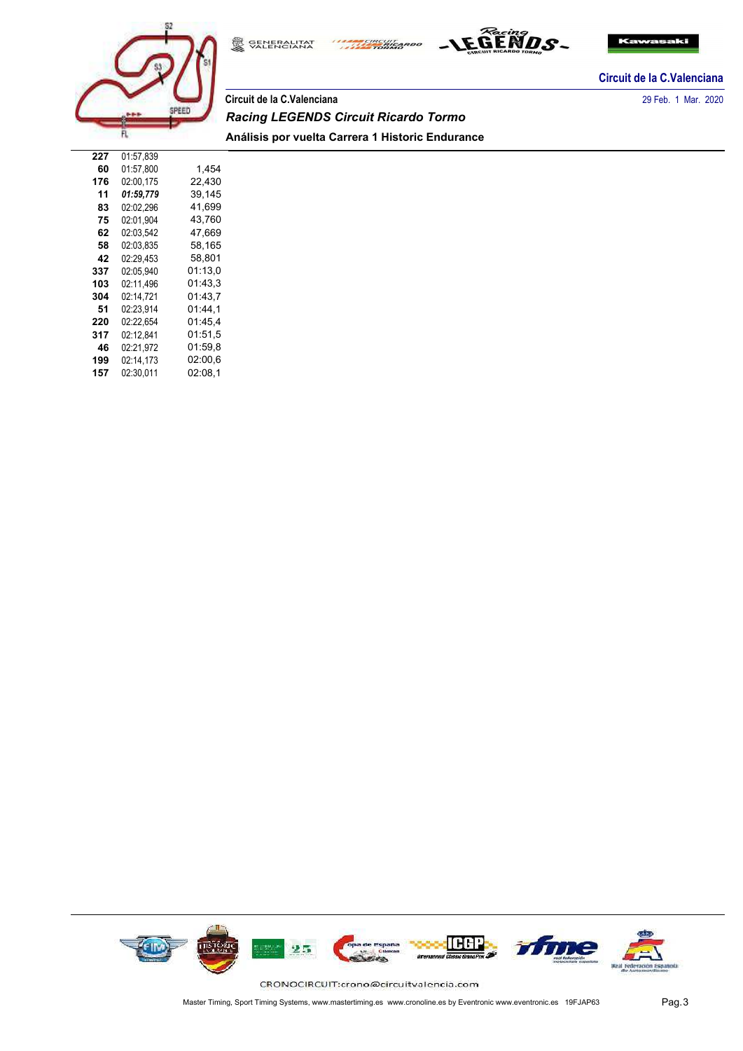Circuit de la C.Valenciana

Circuit de la C.Valenciana

29 Feb. 1 Mar. 2020

*Racing LEGENDS Circuit Ricardo Tormo*

**Análisis por vuelta Carrera 1 Historic Endurance**

| | | |
|---|---|---|
| **227** | 01:57,839 | |
| **60** | 01:57,800 | 1,454 |
| **176** | 02:00,175 | 22,430 |
| **11** | ***01:59,779*** | 39,145 |
| **83** | 02:02,296 | 41,699 |
| **75** | 02:01,904 | 43,760 |
| **62** | 02:03,542 | 47,669 |
| **58** | 02:03,835 | 58,165 |
| **42** | 02:29,453 | 58,801 |
| **337** | 02:05,940 | 01:13,0 |
| **103** | 02:11,496 | 01:43,3 |
| **304** | 02:14,721 | 01:43,7 |
| **51** | 02:23,914 | 01:44,1 |
| **220** | 02:22,654 | 01:45,4 |
| **317** | 02:12,841 | 01:51,5 |
| **46** | 02:21,972 | 01:59,8 |
| **199** | 02:14,173 | 02:00,6 |
| **157** | 02:30,011 | 02:08,1 |

CRONOCIRCUIT:crono@circuitvalencia.com

Master Timing, Sport Timing Systems, www.mastertiming.es www.cronoline.es by Eventronic www.eventronic.es 19FJAP63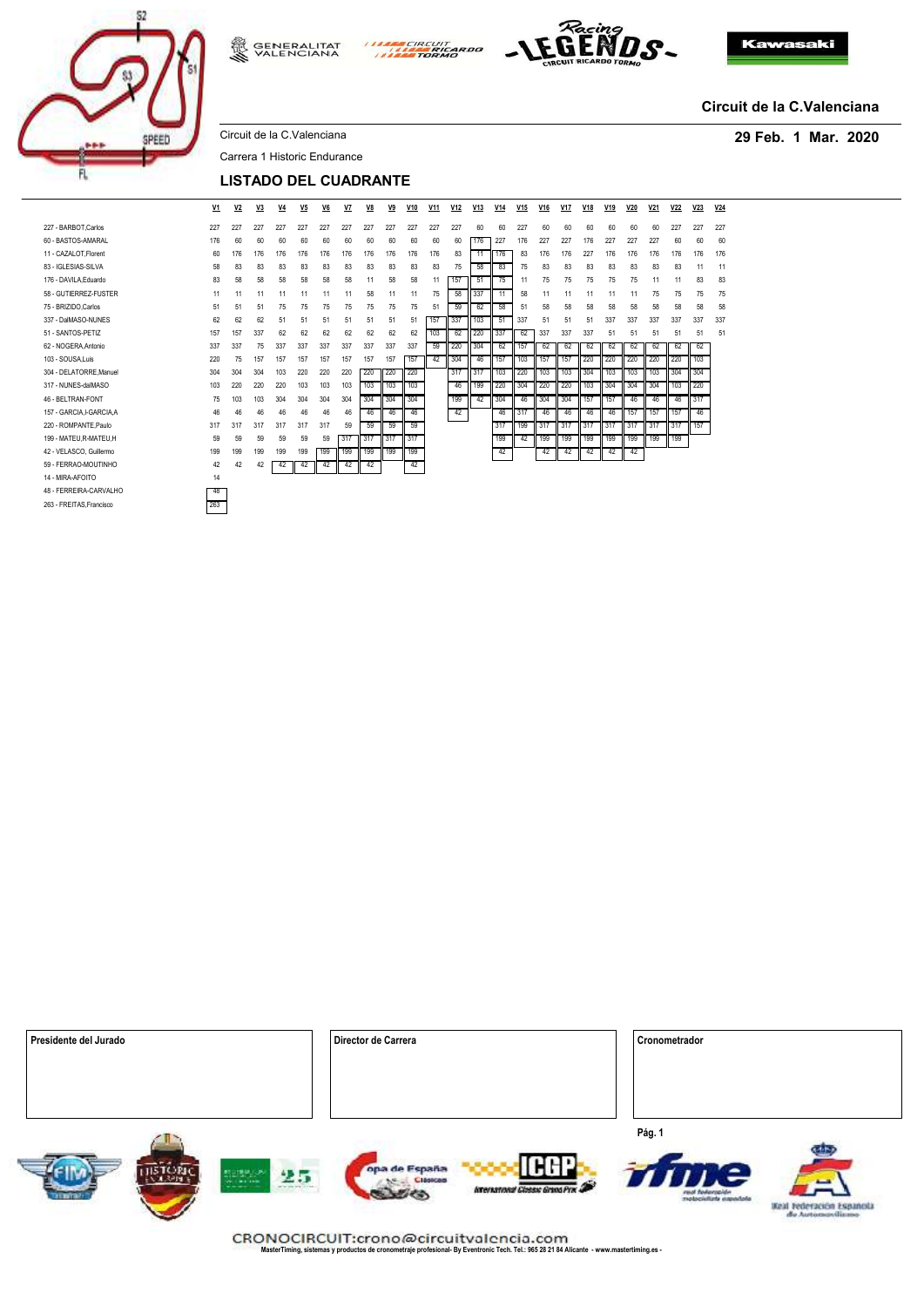Circuit de la C.Valenciana

Circuit de la C.Valenciana

**29 Feb. 1 Mar. 2020**

Carrera 1 Historic Endurance

## LISTADO DEL CUADRANTE

| | V1 | V2 | V3 | V4 | V5 | V6 | V7 | V8 | V9 | V10 | V11 | V12 | V13 | V14 | V15 | V16 | V17 | V18 | V19 | V20 | V21 | V22 | V23 | V24 |
|---|---|---|---|---|---|---|---|---|---|---|---|---|---|---|---|---|---|---|---|---|---|---|---|---|
| 227 - BARBOT,Carlos | 227 | 227 | 227 | 227 | 227 | 227 | 227 | 227 | 227 | 227 | 227 | 227 | 60 | 60 | 227 | 60 | 60 | 60 | 60 | 60 | 60 | 227 | 227 | 227 |
| 60 - BASTOS-AMARAL | 176 | 60 | 60 | 60 | 60 | 60 | 60 | 60 | 60 | 60 | 60 | 60 | 176 | 227 | 176 | 227 | 227 | 176 | 227 | 227 | 227 | 60 | 60 | 60 |
| 11 - CAZALOT,Florent | 60 | 176 | 176 | 176 | 176 | 176 | 176 | 176 | 176 | 176 | 176 | 83 | 11 | 176 | 83 | 176 | 176 | 227 | 176 | 176 | 176 | 176 | 176 | 176 |
| 83 - IGLESIAS-SILVA | 58 | 83 | 83 | 83 | 83 | 83 | 83 | 83 | 83 | 83 | 83 | 75 | 58 | 83 | 75 | 83 | 83 | 83 | 83 | 83 | 83 | 83 | 11 | 11 |
| 176 - DAVILA,Eduardo | 83 | 58 | 58 | 58 | 58 | 58 | 58 | 11 | 58 | 58 | 11 | 157 | 51 | 75 | 11 | 75 | 75 | 75 | 75 | 75 | 11 | 11 | 83 | 83 |
| 58 - GUTIERREZ-FUSTER | 11 | 11 | 11 | 11 | 11 | 11 | 11 | 58 | 11 | 11 | 75 | 58 | 337 | 11 | 58 | 11 | 11 | 11 | 11 | 11 | 75 | 75 | 75 | 75 |
| 75 - BRIZIDO,Carlos | 51 | 51 | 51 | 75 | 75 | 75 | 75 | 75 | 75 | 75 | 51 | 59 | 62 | 58 | 51 | 58 | 58 | 58 | 58 | 58 | 58 | 58 | 58 | 58 |
| 337 - DaMASO-NUNES | 62 | 62 | 62 | 51 | 51 | 51 | 51 | 51 | 51 | 51 | 157 | 337 | 103 | 51 | 337 | 51 | 51 | 51 | 337 | 337 | 337 | 337 | 337 | 337 |
| 51 - SANTOS-PETIZ | 157 | 157 | 337 | 62 | 62 | 62 | 62 | 62 | 62 | 62 | 103 | 62 | 220 | 337 | 62 | 337 | 337 | 337 | 51 | 51 | 51 | 51 | 51 | 51 |
| 62 - NOGERA,Antonio | 337 | 337 | 75 | 337 | 337 | 337 | 337 | 337 | 337 | 337 | 59 | 220 | 304 | 62 | 157 | 62 | 62 | 62 | 62 | 62 | 62 | 62 | 62 | |
| 103 - SOUSA,Luis | 220 | 75 | 157 | 157 | 157 | 157 | 157 | 157 | 157 | 157 | 42 | 304 | 46 | 157 | 103 | 157 | 157 | 220 | 220 | 220 | 220 | 220 | 103 | |
| 304 - DELATORRE,Manuel | 304 | 304 | 304 | 103 | 220 | 220 | 220 | 220 | 220 | 220 | | 317 | 317 | 103 | 220 | 103 | 103 | 304 | 103 | 103 | 103 | 304 | 304 | |
| 317 - NUNES-dalMASO | 103 | 220 | 220 | 220 | 103 | 103 | 103 | 103 | 103 | 103 | | 46 | 199 | 220 | 304 | 220 | 220 | 103 | 304 | 304 | 304 | 103 | 220 | |
| 46 - BELTRAN-FONT | 75 | 103 | 103 | 304 | 304 | 304 | 304 | 304 | 304 | 304 | | 199 | 42 | 304 | 46 | 304 | 304 | 157 | 157 | 46 | 46 | 46 | 317 | |
| 157 - GARCIA,I-GARCIA,A | 46 | 46 | 46 | 46 | 46 | 46 | 46 | 46 | 46 | 46 | | 42 | | 46 | 317 | 46 | 46 | 46 | 46 | 157 | 157 | 157 | 46 | |
| 220 - ROMPANTE,Paulo | 317 | 317 | 317 | 317 | 317 | 317 | 59 | 59 | 59 | 59 | | | | 317 | 199 | 317 | 317 | 317 | 317 | 317 | 317 | 317 | 157 | |
| 199 - MATEU,R-MATEU,H | 59 | 59 | 59 | 59 | 59 | 59 | 317 | 317 | 317 | 317 | | | | 199 | 42 | 199 | 199 | 199 | 199 | 199 | 199 | 199 | | |
| 42 - VELASCO, Guillermo | 199 | 199 | 199 | 199 | 199 | 199 | 199 | 199 | 199 | 199 | | | | 42 | | 42 | 42 | 42 | 42 | 42 | | | | |
| 59 - FERRAO-MOUTINHO | 42 | 42 | 42 | 42 | 42 | 42 | 42 | 42 | | 42 | | | | | | | | | | | | | | |
| 14 - MIRA-AFOITO | 14 | | | | | | | | | | | | | | | | | | | | | | | |
| 48 - FERREIRA-CARVALHO | 48 | | | | | | | | | | | | | | | | | | | | | | | |
| 263 - FREITAS,Francisco | 263 | | | | | | | | | | | | | | | | | | | | | | | |

| Presidente del Jurado | Director de Carrera | Cronometrador |
|---|---|---|
| | | |

CRONOCIRCUIT:crono@circuitvalencia.com

MasterTiming, sistemas y productos de cronometraje profesional- By Eventronic Tech. Tel.: 965 28 21 84 Alicante - www.mastertiming.es -